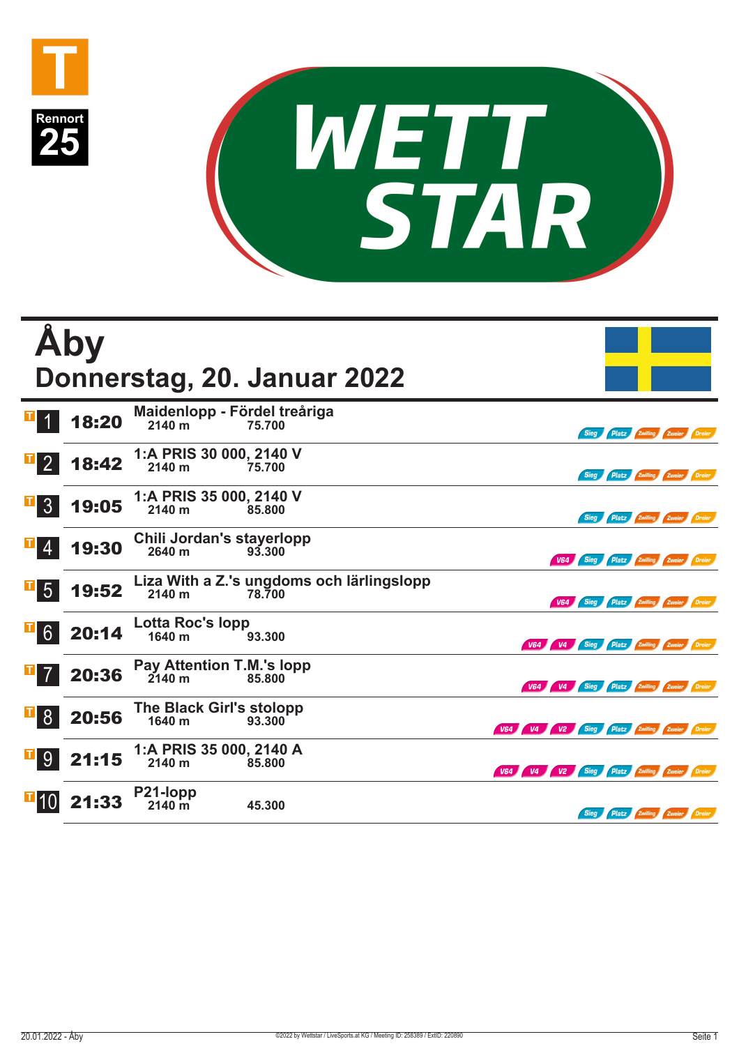T

Rennort 25

WETT STAR

# Åby

## Donnerstag, 20. Januar 2022

| Nr. | Zeit | Rennen | Distanz | Preisgeld | Wetten |
|---|---|---|---|---|---|
| 1 | 18:20 | Maidenlopp - Fördel treåriga | 2140 m | 75.700 | Sieg, Platz, Zwilling, Zweier, Dreier |
| 2 | 18:42 | 1:A PRIS 30 000, 2140 V | 2140 m | 75.700 | Sieg, Platz, Zwilling, Zweier, Dreier |
| 3 | 19:05 | 1:A PRIS 35 000, 2140 V | 2140 m | 85.800 | Sieg, Platz, Zwilling, Zweier, Dreier |
| 4 | 19:30 | Chili Jordan's stayerlopp | 2640 m | 93.300 | V64, Sieg, Platz, Zwilling, Zweier, Dreier |
| 5 | 19:52 | Liza With a Z.'s ungdoms och lärlingslopp | 2140 m | 78.700 | V64, Sieg, Platz, Zwilling, Zweier, Dreier |
| 6 | 20:14 | Lotta Roc's lopp | 1640 m | 93.300 | V64, V4, Sieg, Platz, Zwilling, Zweier, Dreier |
| 7 | 20:36 | Pay Attention T.M.'s lopp | 2140 m | 85.800 | V64, V4, Sieg, Platz, Zwilling, Zweier, Dreier |
| 8 | 20:56 | The Black Girl's stolopp | 1640 m | 93.300 | V64, V4, V2, Sieg, Platz, Zwilling, Zweier, Dreier |
| 9 | 21:15 | 1:A PRIS 35 000, 2140 A | 2140 m | 85.800 | V64, V4, V2, Sieg, Platz, Zwilling, Zweier, Dreier |
| 10 | 21:33 | P21-lopp | 2140 m | 45.300 | Sieg, Platz, Zwilling, Zweier, Dreier |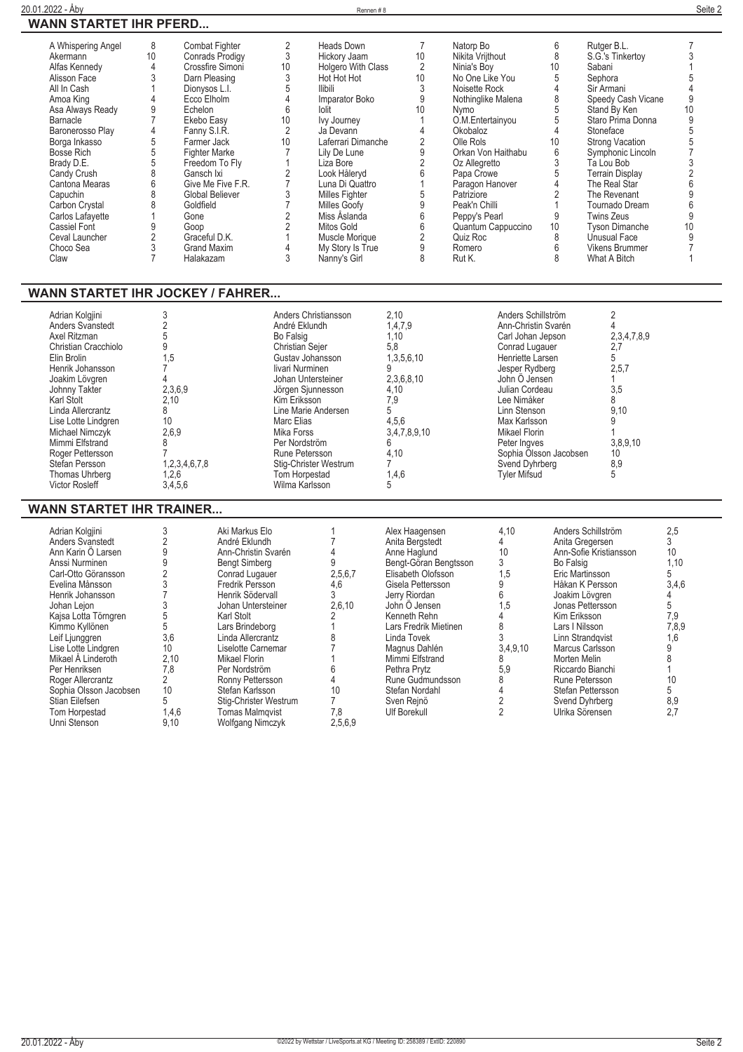## WANN STARTET IHR PFERD...

| Pferd | Rennen | Pferd | Rennen | Pferd | Rennen | Pferd | Rennen | Pferd | Rennen |
|---|---|---|---|---|---|---|---|---|---|
| A Whispering Angel | 8 | Combat Fighter | 2 | Heads Down | 7 | Natorp Bo | 6 | Rutger B.L. | 7 |
| Akermann | 10 | Conrads Prodigy | 3 | Hickory Jaam | 10 | Nikita Vrijthout | 8 | S.G.'s Tinkertoy | 3 |
| Alfas Kennedy | 4 | Crossfire Simoni | 10 | Holgero With Class | 2 | Ninia's Boy | 10 | Sabani | 1 |
| Alisson Face | 3 | Darn Pleasing | 3 | Hot Hot Hot | 10 | No One Like You | 5 | Sephora | 5 |
| All In Cash | 1 | Dionysos L.I. | 5 | Ilibili | 3 | Noisette Rock | 4 | Sir Armani | 4 |
| Amoa King | 4 | Ecco Elholm | 4 | Imparator Boko | 9 | Nothinglike Malena | 8 | Speedy Cash Vicane | 9 |
| Asa Always Ready | 9 | Echelon | 6 | Iolit | 10 | Nymo | 5 | Stand By Ken | 10 |
| Barnacle | 7 | Ekebo Easy | 10 | Ivy Journey | 1 | O.M.Entertainyou | 5 | Staro Prima Donna | 9 |
| Baronerosso Play | 4 | Fanny S.I.R. | 2 | Ja Devann | 4 | Okobaloz | 4 | Stoneface | 5 |
| Borga Inkasso | 5 | Farmer Jack | 10 | Laferrari Dimanche | 2 | Olle Rols | 10 | Strong Vacation | 5 |
| Bosse Rich | 5 | Fighter Marke | 7 | Lily De Lune | 9 | Orkan Von Haithabu | 6 | Symphonic Lincoln | 7 |
| Brady D.E. | 5 | Freedom To Fly | 1 | Liza Bore | 2 | Oz Allegretto | 3 | Ta Lou Bob | 3 |
| Candy Crush | 8 | Gansch Ixi | 2 | Look Håleryd | 6 | Papa Crowe | 5 | Terrain Display | 2 |
| Cantona Mearas | 6 | Give Me Five F.R. | 7 | Luna Di Quattro | 1 | Paragon Hanover | 4 | The Real Star | 6 |
| Capuchin | 8 | Global Believer | 3 | Milles Fighter | 5 | Patriziore | 2 | The Revenant | 9 |
| Carbon Crystal | 8 | Goldfield | 7 | Milles Goofy | 9 | Peak'n Chilli | 1 | Tournado Dream | 6 |
| Carlos Lafayette | 1 | Gone | 2 | Miss Åslanda | 6 | Peppy's Pearl | 9 | Twins Zeus | 9 |
| Cassiel Font | 9 | Goop | 2 | Mitos Gold | 6 | Quantum Cappuccino | 10 | Tyson Dimanche | 10 |
| Ceval Launcher | 2 | Graceful D.K. | 1 | Muscle Morique | 2 | Quiz Roc | 8 | Unusual Face | 9 |
| Choco Sea | 3 | Grand Maxim | 4 | My Story Is True | 9 | Romero | 6 | Vikens Brummer | 7 |
| Claw | 7 | Halakazam | 3 | Nanny's Girl | 8 | Rut K. | 8 | What A Bitch | 1 |

## WANN STARTET IHR JOCKEY / FAHRER...

| Jockey / Fahrer | Rennen | Jockey / Fahrer | Rennen | Jockey / Fahrer | Rennen |
|---|---|---|---|---|---|
| Adrian Kolgjini | 3 | Anders Christiansson | 2,10 | Anders Schillström | 2 |
| Anders Svanstedt | 2 | André Eklundh | 1,4,7,9 | Ann-Christin Svarén | 4 |
| Axel Ritzman | 5 | Bo Falsig | 1,10 | Carl Johan Jepson | 2,3,4,7,8,9 |
| Christian Cracchiolo | 9 | Christian Sejer | 5,8 | Conrad Lugauer | 2,7 |
| Elin Brolin | 1,5 | Gustav Johansson | 1,3,5,6,10 | Henriette Larsen | 5 |
| Henrik Johansson | 7 | Iivari Nurminen | 9 | Jesper Rydberg | 2,5,7 |
| Joakim Lövgren | 4 | Johan Untersteiner | 2,3,6,8,10 | John Ö Jensen | 1 |
| Johnny Takter | 2,3,6,9 | Jörgen Sjunnesson | 4,10 | Julian Cordeau | 3,5 |
| Karl Stolt | 2,10 | Kim Eriksson | 7,9 | Lee Nimåker | 8 |
| Linda Allercrantz | 8 | Line Marie Andersen | 5 | Linn Stenson | 9,10 |
| Lise Lotte Lindgren | 10 | Marc Elias | 4,5,6 | Max Karlsson | 9 |
| Michael Nimczyk | 2,6,9 | Mika Forss | 3,4,7,8,9,10 | Mikael Florin | 1 |
| Mimmi Elfstrand | 8 | Per Nordström | 6 | Peter Ingves | 3,8,9,10 |
| Roger Pettersson | 7 | Rune Petersson | 4,10 | Sophia Olsson Jacobsen | 10 |
| Stefan Persson | 1,2,3,4,6,7,8 | Stig-Christer Westrum | 7 | Svend Dyhrberg | 8,9 |
| Thomas Uhrberg | 1,2,6 | Tom Horpestad | 1,4,6 | Tyler Mifsud | 5 |
| Victor Rosleff | 3,4,5,6 | Wilma Karlsson | 5 | | |

## WANN STARTET IHR TRAINER...

| Trainer | Rennen | Trainer | Rennen | Trainer | Rennen | Trainer | Rennen |
|---|---|---|---|---|---|---|---|
| Adrian Kolgjini | 3 | Aki Markus Elo | 1 | Alex Haagensen | 4,10 | Anders Schillström | 2,5 |
| Anders Svanstedt | 2 | André Eklundh | 7 | Anita Bergstedt | 4 | Anita Gregersen | 3 |
| Ann Karin Ö Larsen | 9 | Ann-Christin Svarén | 4 | Anne Haglund | 10 | Ann-Sofie Kristiansson | 10 |
| Anssi Nurminen | 9 | Bengt Simberg | 9 | Bengt-Göran Bengtsson | 3 | Bo Falsig | 1,10 |
| Carl-Otto Göransson | 2 | Conrad Lugauer | 2,5,6,7 | Elisabeth Olofsson | 1,5 | Eric Martinsson | 5 |
| Evelina Månsson | 3 | Fredrik Persson | 4,6 | Gisela Pettersson | 9 | Håkan K Persson | 3,4,6 |
| Henrik Johansson | 7 | Henrik Södervall | 3 | Jerry Riordan | 6 | Joakim Lövgren | 4 |
| Johan Lejon | 3 | Johan Untersteiner | 2,6,10 | John Ö Jensen | 1,5 | Jonas Pettersson | 5 |
| Kajsa Lotta Törngren | 5 | Karl Stolt | 2 | Kenneth Rehn | 4 | Kim Eriksson | 7,9 |
| Kimmo Kyllönen | 5 | Lars Brindeborg | 1 | Lars Fredrik Mietinen | 8 | Lars I Nilsson | 7,8,9 |
| Leif Ljunggren | 3,6 | Linda Allercrantz | 8 | Linda Tovek | 3 | Linn Strandqvist | 1,6 |
| Lise Lotte Lindgren | 10 | Liselotte Carnemar | 7 | Magnus Dahlén | 3,4,9,10 | Marcus Carlsson | 9 |
| Mikael Å Linderoth | 2,10 | Mikael Florin | 1 | Mimmi Elfstrand | 8 | Morten Melin | 8 |
| Per Henriksen | 7,8 | Per Nordström | 6 | Pethra Prytz | 5,9 | Riccardo Bianchi | 1 |
| Roger Allercrantz | 2 | Ronny Pettersson | 4 | Rune Gudmundsson | 8 | Rune Petersson | 10 |
| Sophia Olsson Jacobsen | 10 | Stefan Karlsson | 10 | Stefan Nordahl | 4 | Stefan Pettersson | 5 |
| Stian Eilefsen | 5 | Stig-Christer Westrum | 7 | Sven Rejnö | 2 | Svend Dyhrberg | 8,9 |
| Tom Horpestad | 1,4,6 | Tomas Malmqvist | 7,8 | Ulf Borekull | 2 | Ulrika Sörensen | 2,7 |
| Unni Stenson | 9,10 | Wolfgang Nimczyk | 2,5,6,9 | | | | |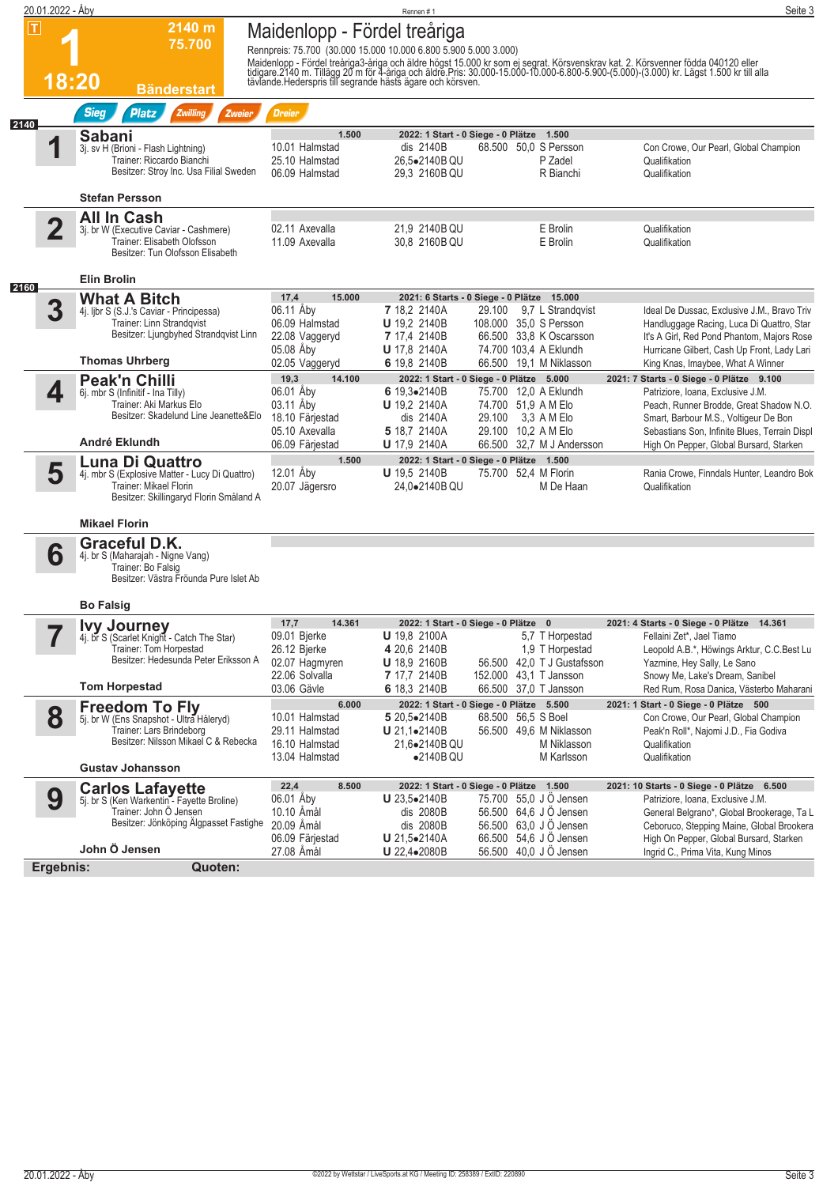**1** | **18:20** | **2140 m** | **75.700** | **Bänderstart**

# Maidenlopp - Fördel treåriga

Rennpreis: 75.700 (30.000 15.000 10.000 6.800 5.900 5.000 3.000)

Maidenlopp - Fördel treåriga3-åriga och äldre högst 15.000 kr som ej segrat. Körsvenskrav kat. 2. Körsvenner födda 040120 eller tidigare.2140 m. Tillägg 20 m för 4-åriga och äldre.Pris: 30.000-15.000-10.000-6.800-5.900-(5.000)-(3.000) kr. Lägst 1.500 kr till alla tävlande.Hederspris till segrande hästs ägare och körsven.

Sieg | Platz | Zwilling | Zweier | Dreier

## 2140

### 1 Sabani
3j. sv H (Brioni - Flash Lightning)
Trainer: Riccardo Bianchi
Besitzer: Stroy Inc. Usa Filial Sweden
**Stefan Persson**

1.500 | 2022: 1 Start - 0 Siege - 0 Plätze 1.500

| Datum | Bahn | | Zeit/Dist. | Preis | Quote | Fahrer | Platzierte |
|---|---|---|---|---|---|---|---|
| 10.01 | Halmstad | dis | 2140B | 68.500 | 50,0 | S Persson | Con Crowe, Our Pearl, Global Champion |
| 25.10 | Halmstad | | 26,5•2140B QU | | | P Zadel | Qualifikation |
| 06.09 | Halmstad | | 29,3 2160B QU | | | R Bianchi | Qualifikation |

### 2 All In Cash
3j. br W (Executive Caviar - Cashmere)
Trainer: Elisabeth Olofsson
Besitzer: Tun Olofsson Elisabeth
**Elin Brolin**

| Datum | Bahn | | Zeit/Dist. | Preis | Quote | Fahrer | Platzierte |
|---|---|---|---|---|---|---|---|
| 02.11 | Axevalla | | 21,9 2140B QU | | | E Brolin | Qualifikation |
| 11.09 | Axevalla | | 30,8 2160B QU | | | E Brolin | Qualifikation |

## 2160

### 3 What A Bitch
4j. ljbr S (S.J.'s Caviar - Principessa)
Trainer: Linn Strandqvist
Besitzer: Ljungbyhed Strandqvist Linn
**Thomas Uhrberg**

17,4 | 15.000 | 2021: 6 Starts - 0 Siege - 0 Plätze 15.000

| Datum | Bahn | | Zeit/Dist. | Preis | Quote | Fahrer | Platzierte |
|---|---|---|---|---|---|---|---|
| 06.11 | Åby | 7 | 18,2 2140A | 29.100 | 9,7 | L Strandqvist | Ideal De Dussac, Exclusive J.M., Bravo Triv |
| 06.09 | Halmstad | U | 19,2 2140B | 108.000 | 35,0 | S Persson | Handluggage Racing, Luca Di Quattro, Star |
| 22.08 | Vaggeryd | 7 | 17,4 2140B | 66.500 | 33,8 | K Oscarsson | It's A Girl, Red Pond Phantom, Majors Rose |
| 05.08 | Åby | U | 17,8 2140A | 74.700 | 103,4 | A Eklundh | Hurricane Gilbert, Cash Up Front, Lady Lari |
| 02.05 | Vaggeryd | 6 | 19,8 2140B | 66.500 | 19,1 | M Niklasson | King Knas, Imaybee, What A Winner |

### 4 Peak'n Chilli
6j. mbr S (Infinitif - Ina Tilly)
Trainer: Aki Markus Elo
Besitzer: Skadelund Line Jeanette&Elo
**André Eklundh**

19,3 | 14.100 | 2022: 1 Start - 0 Siege - 0 Plätze 5.000 | 2021: 7 Starts - 0 Siege - 0 Plätze 9.100

| Datum | Bahn | | Zeit/Dist. | Preis | Quote | Fahrer | Platzierte |
|---|---|---|---|---|---|---|---|
| 06.01 | Åby | 6 | 19,3•2140B | 75.700 | 12,0 | A Eklundh | Patriziore, Ioana, Exclusive J.M. |
| 03.11 | Åby | U | 19,2 2140B | 74.700 | 51,9 | A M Elo | Peach, Runner Brodde, Great Shadow N.O. |
| 18.10 | Färjestad | dis | 2140A | 29.100 | 3,3 | A M Elo | Smart, Barbour M.S., Voltigeur De Bon |
| 05.10 | Axevalla | 5 | 18,7 2140A | 29.100 | 10,2 | A M Elo | Sebastians Son, Infinite Blues, Terrain Displ |
| 06.09 | Färjestad | U | 17,9 2140A | 66.500 | 32,7 | M J Andersson | High On Pepper, Global Bursard, Starken |

### 5 Luna Di Quattro
4j. mbr S (Explosive Matter - Lucy Di Quattro)
Trainer: Mikael Florin
Besitzer: Skillingaryd Florin Småland A
**Mikael Florin**

1.500 | 2022: 1 Start - 0 Siege - 0 Plätze 1.500

| Datum | Bahn | | Zeit/Dist. | Preis | Quote | Fahrer | Platzierte |
|---|---|---|---|---|---|---|---|
| 12.01 | Åby | U | 19,5 2140B | 75.700 | 52,4 | M Florin | Rania Crowe, Finndals Hunter, Leandro Bok |
| 20.07 | Jägersro | | 24,0•2140B QU | | | M De Haan | Qualifikation |

### 6 Graceful D.K.
4j. br S (Maharajah - Nigne Vang)
Trainer: Bo Falsig
Besitzer: Västra Frölunda Pure Islet Ab
**Bo Falsig**

### 7 Ivy Journey
4j. br S (Scarlet Knight - Catch The Star)
Trainer: Tom Horpestad
Besitzer: Hedesunda Peter Eriksson A
**Tom Horpestad**

17,7 | 14.361 | 2022: 1 Start - 0 Siege - 0 Plätze 0 | 2021: 4 Starts - 0 Siege - 0 Plätze 14.361

| Datum | Bahn | | Zeit/Dist. | Preis | Quote | Fahrer | Platzierte |
|---|---|---|---|---|---|---|---|
| 09.01 | Bjerke | U | 19,8 2100A | | 5,7 | T Horpestad | Fellaini Zet*, Jael Tiamo |
| 26.12 | Bjerke | 4 | 20,6 2140B | | 1,9 | T Horpestad | Leopold A.B.*, Höwings Arktur, C.C.Best Lu |
| 02.07 | Hagmyren | U | 18,9 2160B | 56.500 | 42,0 | T J Gustafsson | Yazmine, Hey Sally, Le Sano |
| 22.06 | Solvalla | 7 | 17,7 2140B | 152.000 | 43,1 | T Jansson | Snowy Me, Lake's Dream, Sanibel |
| 03.06 | Gävle | 6 | 18,3 2140B | 66.500 | 37,0 | T Jansson | Red Rum, Rosa Danica, Västerbo Maharani |

### 8 Freedom To Fly
5j. br W (Ens Snapshot - Ultra Håleryd)
Trainer: Lars Brindeborg
Besitzer: Nilsson Mikael C & Rebecka
**Gustav Johansson**

6.000 | 2022: 1 Start - 0 Siege - 0 Plätze 5.500 | 2021: 1 Start - 0 Siege - 0 Plätze 500

| Datum | Bahn | | Zeit/Dist. | Preis | Quote | Fahrer | Platzierte |
|---|---|---|---|---|---|---|---|
| 10.01 | Halmstad | 5 | 20,5•2140B | 68.500 | 56,5 | S Boel | Con Crowe, Our Pearl, Global Champion |
| 29.11 | Halmstad | U | 21,1•2140B | 56.500 | 49,6 | M Niklasson | Peak'n Roll*, Najomi J.D., Fia Godiva |
| 16.10 | Halmstad | | 21,6•2140B QU | | | M Niklasson | Qualifikation |
| 13.04 | Halmstad | | •2140B QU | | | M Karlsson | Qualifikation |

### 9 Carlos Lafayette
5j. br S (Ken Warkentin - Fayette Broline)
Trainer: John Ö Jensen
Besitzer: Jönköping Älgpasset Fastighe
**John Ö Jensen**

22,4 | 8.500 | 2022: 1 Start - 0 Siege - 0 Plätze 1.500 | 2021: 10 Starts - 0 Siege - 0 Plätze 6.500

| Datum | Bahn | | Zeit/Dist. | Preis | Quote | Fahrer | Platzierte |
|---|---|---|---|---|---|---|---|
| 06.01 | Åby | U | 23,5•2140B | 75.700 | 55,0 | J Ö Jensen | Patriziore, Ioana, Exclusive J.M. |
| 10.10 | Åmål | dis | 2080B | 56.500 | 64,6 | J Ö Jensen | General Belgrano*, Global Brookerage, Ta L |
| 20.09 | Åmål | dis | 2080B | 56.500 | 63,0 | J Ö Jensen | Ceboruco, Stepping Maine, Global Brookera |
| 06.09 | Färjestad | U | 21,5•2140A | 66.500 | 54,6 | J Ö Jensen | High On Pepper, Global Bursard, Starken |
| 27.08 | Åmål | U | 22,4•2080B | 56.500 | 40,0 | J Ö Jensen | Ingrid C., Prima Vita, Kung Minos |

**Ergebnis:** **Quoten:**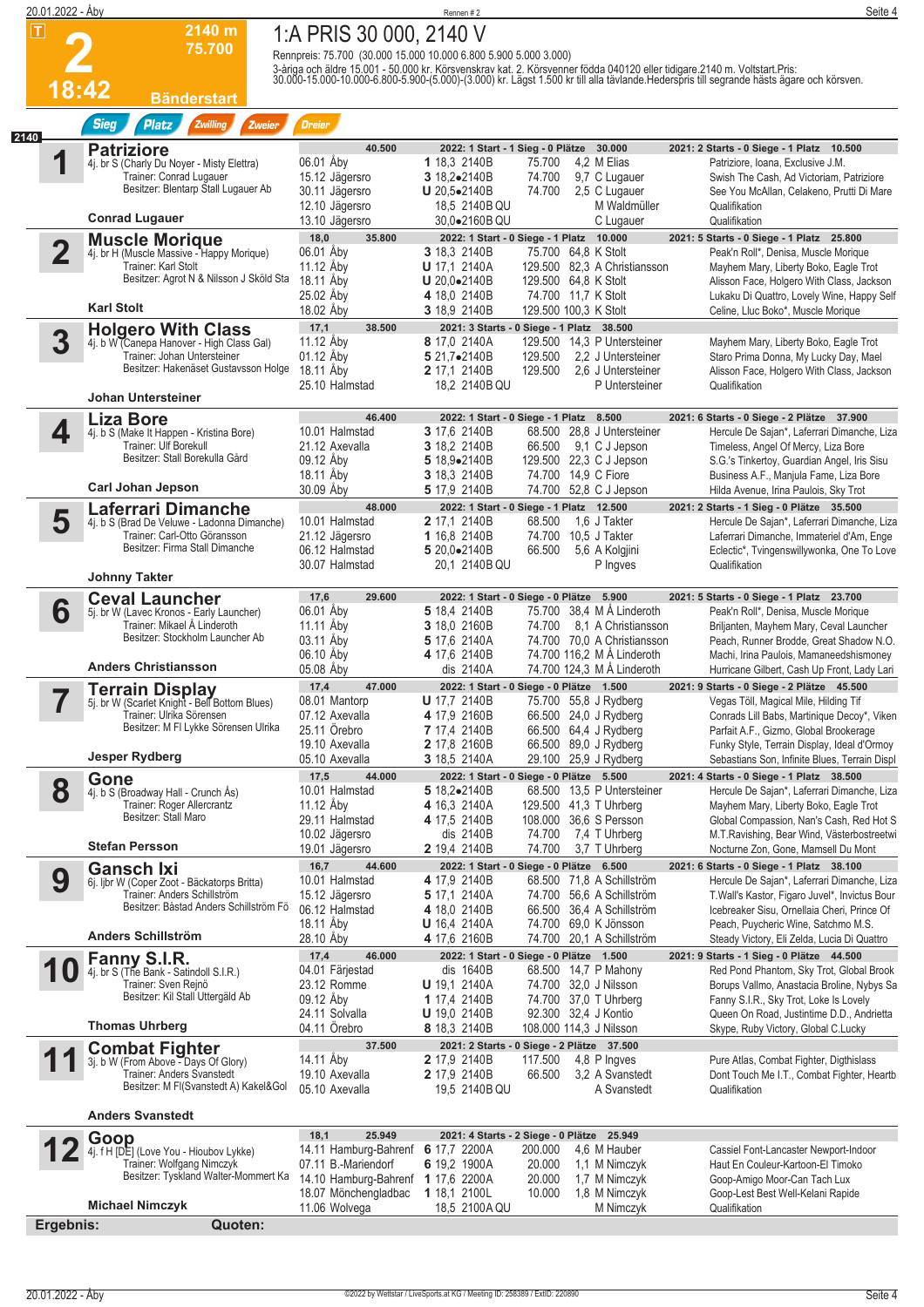# 2 — 18:42 — 2140 m — 75.700 — Bänderstart

## 1:A PRIS 30 000, 2140 V

Rennpreis: 75.700 (30.000 15.000 10.000 6.800 5.900 5.000 3.000)
3-åriga och äldre 15.001 - 50.000 kr. Körsvenskrav kat. 2. Körsvenner födda 040120 eller tidigare.2140 m. Voltstart.Pris: 30.000-15.000-10.000-6.800-5.900-(5.000)-(3.000) kr. Lägst 1.500 kr till alla tävlande.Hederspris till segrande hästs ägare och körsven.

Sieg | Platz | Zwilling | Zweier | Dreier

2140

### 1 Patriziore
4j. br S (Charly Du Noyer - Misty Elettra)
Trainer: Conrad Lugauer
Besitzer: Blentarp Stall Lugauer Ab
**Conrad Lugauer**

40.500 | 2022: 1 Start - 1 Sieg - 0 Plätze 30.000 | 2021: 2 Starts - 0 Siege - 1 Platz 10.500

| Datum | Ort | Pl. | Zeit | Distanz | Preis | Quote | Fahrer | Erste drei |
|---|---|---|---|---|---|---|---|---|
| 06.01 | Åby | 1 | 18,3 | 2140B | 75.700 | 4,2 | M Elias | Patriziore, Ioana, Exclusive J.M. |
| 15.12 | Jägersro | 3 | 18,2• | 2140B | 74.700 | 9,7 | C Lugauer | Swish The Cash, Ad Victoriam, Patriziore |
| 30.11 | Jägersro | U | 20,5• | 2140B | 74.700 | 2,5 | C Lugauer | See You McAllan, Celakeno, Prutti Di Mare |
| 12.10 | Jägersro | | 18,5 | 2140B QU | | | M Waldmüller | Qualifikation |
| 13.10 | Jägersro | | 30,0• | 2160B QU | | | C Lugauer | Qualifikation |

### 2 Muscle Morique
4j. br H (Muscle Massive - Happy Morique)
Trainer: Karl Stolt
Besitzer: Agrot N & Nilsson J Sköld Sta
**Karl Stolt**

18,0 | 35.800 | 2022: 1 Start - 0 Siege - 1 Platz 10.000 | 2021: 5 Starts - 0 Siege - 1 Platz 25.800

| Datum | Ort | Pl. | Zeit | Distanz | Preis | Quote | Fahrer | Erste drei |
|---|---|---|---|---|---|---|---|---|
| 06.01 | Åby | 3 | 18,3 | 2140B | 75.700 | 64,8 | K Stolt | Peak'n Roll*, Denisa, Muscle Morique |
| 11.12 | Åby | U | 17,1 | 2140A | 129.500 | 82,3 | A Christiansson | Mayhem Mary, Liberty Boko, Eagle Trot |
| 18.11 | Åby | U | 20,0• | 2140B | 129.500 | 64,8 | K Stolt | Alisson Face, Holgero With Class, Jackson |
| 25.02 | Åby | 4 | 18,0 | 2140B | 74.700 | 11,7 | K Stolt | Lukaku Di Quattro, Lovely Wine, Happy Self |
| 18.02 | Åby | 3 | 18,9 | 2140B | 129.500 | 100,3 | K Stolt | Celine, Lluc Boko*, Muscle Morique |

### 3 Holgero With Class
4j. b W (Canepa Hanover - High Class Gal)
Trainer: Johan Untersteiner
Besitzer: Hakenäset Gustavsson Holge
**Johan Untersteiner**

17,1 | 38.500 | 2021: 3 Starts - 0 Siege - 1 Platz 38.500

| Datum | Ort | Pl. | Zeit | Distanz | Preis | Quote | Fahrer | Erste drei |
|---|---|---|---|---|---|---|---|---|
| 11.12 | Åby | 8 | 17,0 | 2140A | 129.500 | 14,3 | P Untersteiner | Mayhem Mary, Liberty Boko, Eagle Trot |
| 01.12 | Åby | 5 | 21,7• | 2140B | 129.500 | 2,2 | J Untersteiner | Staro Prima Donna, My Lucky Day, Mael |
| 18.11 | Åby | 2 | 17,1 | 2140B | 129.500 | 2,6 | J Untersteiner | Alisson Face, Holgero With Class, Jackson |
| 25.10 | Halmstad | | 18,2 | 2140B QU | | | P Untersteiner | Qualifikation |

### 4 Liza Bore
4j. b S (Make It Happen - Kristina Bore)
Trainer: Ulf Borekull
Besitzer: Stall Borekulla Gård
**Carl Johan Jepson**

46.400 | 2022: 1 Start - 0 Siege - 1 Platz 8.500 | 2021: 6 Starts - 0 Siege - 2 Plätze 37.900

| Datum | Ort | Pl. | Zeit | Distanz | Preis | Quote | Fahrer | Erste drei |
|---|---|---|---|---|---|---|---|---|
| 10.01 | Halmstad | 3 | 17,6 | 2140B | 68.500 | 28,8 | J Untersteiner | Hercule De Sajan*, Laferrari Dimanche, Liza |
| 21.12 | Axevalla | 3 | 18,2 | 2140B | 66.500 | 9,1 | C J Jepson | Timeless, Angel Of Mercy, Liza Bore |
| 09.12 | Åby | 5 | 18,9• | 2140B | 129.500 | 22,3 | C J Jepson | S.G.'s Tinkertoy, Guardian Angel, Iris Sisu |
| 18.11 | Åby | 3 | 18,3 | 2140B | 74.700 | 14,9 | C Fiore | Business A.F., Manjula Fame, Liza Bore |
| 30.09 | Åby | 5 | 17,9 | 2140B | 74.700 | 52,8 | C J Jepson | Hilda Avenue, Irina Paulois, Sky Trot |

### 5 Laferrari Dimanche
4j. b S (Brad De Veluwe - Ladonna Dimanche)
Trainer: Carl-Otto Göransson
Besitzer: Firma Stall Dimanche
**Johnny Takter**

48.000 | 2022: 1 Start - 0 Siege - 1 Platz 12.500 | 2021: 2 Starts - 1 Sieg - 0 Plätze 35.500

| Datum | Ort | Pl. | Zeit | Distanz | Preis | Quote | Fahrer | Erste drei |
|---|---|---|---|---|---|---|---|---|
| 10.01 | Halmstad | 2 | 17,1 | 2140B | 68.500 | 1,6 | J Takter | Hercule De Sajan*, Laferrari Dimanche, Liza |
| 21.12 | Jägersro | 1 | 16,8 | 2140B | 74.700 | 10,5 | J Takter | Laferrari Dimanche, Immateriel d'Am, Enge |
| 06.12 | Halmstad | 5 | 20,0• | 2140B | 66.500 | 5,6 | A Kolgjini | Eclectic*, Tvingenswillywonka, One To Love |
| 30.07 | Halmstad | | 20,1 | 2140B QU | | | P Ingves | Qualifikation |

### 6 Ceval Launcher
5j. br W (Lavec Kronos - Early Launcher)
Trainer: Mikael Å Linderoth
Besitzer: Stockholm Launcher Ab
**Anders Christiansson**

17,6 | 29.600 | 2022: 1 Start - 0 Siege - 0 Plätze 5.900 | 2021: 5 Starts - 0 Siege - 1 Platz 23.700

| Datum | Ort | Pl. | Zeit | Distanz | Preis | Quote | Fahrer | Erste drei |
|---|---|---|---|---|---|---|---|---|
| 06.01 | Åby | 5 | 18,4 | 2140B | 75.700 | 38,4 | M Å Linderoth | Peak'n Roll*, Denisa, Muscle Morique |
| 11.11 | Åby | 3 | 18,0 | 2160B | 74.700 | 8,1 | A Christiansson | Briljanten, Mayhem Mary, Ceval Launcher |
| 03.11 | Åby | 5 | 17,6 | 2140A | 74.700 | 70,0 | A Christiansson | Peach, Runner Brodde, Great Shadow N.O. |
| 06.10 | Åby | 4 | 17,6 | 2140B | 74.700 | 116,2 | M Å Linderoth | Machi, Irina Paulois, Mamaneedshismoney |
| 05.08 | Åby | | dis | 2140A | 74.700 | 124,3 | M Å Linderoth | Hurricane Gilbert, Cash Up Front, Lady Lari |

### 7 Terrain Display
5j. br W (Scarlet Knight - Bell Bottom Blues)
Trainer: Ulrika Sörensen
Besitzer: M Fl Lykke Sörensen Ulrika
**Jesper Rydberg**

17,4 | 47.000 | 2022: 1 Start - 0 Siege - 0 Plätze 1.500 | 2021: 9 Starts - 0 Siege - 2 Plätze 45.500

| Datum | Ort | Pl. | Zeit | Distanz | Preis | Quote | Fahrer | Erste drei |
|---|---|---|---|---|---|---|---|---|
| 08.01 | Mantorp | U | 17,7 | 2140B | 75.700 | 55,8 | J Rydberg | Vegas Töll, Magical Mile, Hilding Tif |
| 07.12 | Axevalla | 4 | 17,9 | 2160B | 66.500 | 24,0 | J Rydberg | Conrads Lill Babs, Martinique Decoy*, Viken |
| 25.11 | Örebro | 7 | 17,4 | 2140B | 66.500 | 64,4 | J Rydberg | Parfait A.F., Gizmo, Global Brookerage |
| 19.10 | Axevalla | 2 | 17,8 | 2160B | 66.500 | 89,0 | J Rydberg | Funky Style, Terrain Display, Ideal d'Ormoy |
| 05.10 | Axevalla | 3 | 18,5 | 2140A | 29.100 | 25,9 | J Rydberg | Sebastians Son, Infinite Blues, Terrain Displ |

### 8 Gone
4j. b S (Broadway Hall - Crunch Ås)
Trainer: Roger Allercrantz
Besitzer: Stall Maro
**Stefan Persson**

17,5 | 44.000 | 2022: 1 Start - 0 Siege - 0 Plätze 5.500 | 2021: 4 Starts - 0 Siege - 1 Platz 38.500

| Datum | Ort | Pl. | Zeit | Distanz | Preis | Quote | Fahrer | Erste drei |
|---|---|---|---|---|---|---|---|---|
| 10.01 | Halmstad | 5 | 18,2• | 2140B | 68.500 | 13,5 | P Untersteiner | Hercule De Sajan*, Laferrari Dimanche, Liza |
| 11.12 | Åby | 4 | 16,3 | 2140A | 129.500 | 41,3 | T Uhrberg | Mayhem Mary, Liberty Boko, Eagle Trot |
| 29.11 | Halmstad | 4 | 17,5 | 2140B | 108.000 | 36,6 | S Persson | Global Compassion, Nan's Cash, Red Hot S |
| 10.02 | Jägersro | | dis | 2140B | 74.700 | 7,4 | T Uhrberg | M.T.Ravishing, Bear Wind, Västerbostreetwi |
| 19.01 | Jägersro | 2 | 19,4 | 2140B | 74.700 | 3,7 | T Uhrberg | Nocturne Zon, Gone, Mamsell Du Mont |

### 9 Gansch Ixi
6j. ljbr W (Coper Zoot - Bäckatorps Britta)
Trainer: Anders Schillström
Besitzer: Bästad Anders Schillström Fö
**Anders Schillström**

16,7 | 44.600 | 2022: 1 Start - 0 Siege - 0 Plätze 6.500 | 2021: 6 Starts - 0 Siege - 1 Platz 38.100

| Datum | Ort | Pl. | Zeit | Distanz | Preis | Quote | Fahrer | Erste drei |
|---|---|---|---|---|---|---|---|---|
| 10.01 | Halmstad | 4 | 17,9 | 2140B | 68.500 | 71,8 | A Schillström | Hercule De Sajan*, Laferrari Dimanche, Liza |
| 15.12 | Jägersro | 5 | 17,1 | 2140A | 74.700 | 56,6 | A Schillström | T.Wall's Kastor, Figaro Juvel*, Invictus Bour |
| 06.12 | Halmstad | 4 | 18,0 | 2140B | 66.500 | 36,4 | A Schillström | Icebreaker Sisu, Ornellaia Cheri, Prince Of |
| 18.11 | Åby | U | 16,4 | 2140A | 74.700 | 69,0 | K Jönsson | Peach, Puycheric Wine, Satchmo M.S. |
| 28.10 | Åby | 4 | 17,6 | 2160B | 74.700 | 20,1 | A Schillström | Steady Victory, Eli Zelda, Lucia Di Quattro |

### 10 Fanny S.I.R.
4j. br S (The Bank - Satindoll S.I.R.)
Trainer: Sven Rejnö
Besitzer: Kil Stall Uttergäld Ab
**Thomas Uhrberg**

17,4 | 46.000 | 2022: 1 Start - 0 Siege - 0 Plätze 1.500 | 2021: 9 Starts - 1 Sieg - 0 Plätze 44.500

| Datum | Ort | Pl. | Zeit | Distanz | Preis | Quote | Fahrer | Erste drei |
|---|---|---|---|---|---|---|---|---|
| 04.01 | Färjestad | | dis | 1640B | 68.500 | 14,7 | P Mahony | Red Pond Phantom, Sky Trot, Global Brook |
| 23.12 | Romme | U | 19,1 | 2140A | 74.700 | 32,0 | J Nilsson | Borups Vallmo, Anastacia Broline, Nybys Sa |
| 09.12 | Åby | 1 | 17,4 | 2140B | 74.700 | 37,0 | T Uhrberg | Fanny S.I.R., Sky Trot, Loke Is Lovely |
| 24.11 | Solvalla | U | 19,0 | 2140B | 92.300 | 32,4 | J Kontio | Queen On Road, Justintime D.D., Andrietta |
| 04.11 | Örebro | 8 | 18,3 | 2140B | 108.000 | 114,3 | J Nilsson | Skype, Ruby Victory, Global C.Lucky |

### 11 Combat Fighter
3j. b W (From Above - Days Of Glory)
Trainer: Anders Svanstedt
Besitzer: M Fl(Svanstedt A) Kakel&Gol
**Anders Svanstedt**

37.500 | 2021: 2 Starts - 0 Siege - 2 Plätze 37.500

| Datum | Ort | Pl. | Zeit | Distanz | Preis | Quote | Fahrer | Erste drei |
|---|---|---|---|---|---|---|---|---|
| 14.11 | Åby | 2 | 17,9 | 2140B | 117.500 | 4,8 | P Ingves | Pure Atlas, Combat Fighter, Digthislass |
| 19.10 | Axevalla | 2 | 17,9 | 2140B | 66.500 | 3,2 | A Svanstedt | Dont Touch Me I.T., Combat Fighter, Heartb |
| 05.10 | Axevalla | | 19,5 | 2140B QU | | | A Svanstedt | Qualifikation |

### 12 Goop
4j. f H [DE] (Love You - Hioubov Lykke)
Trainer: Wolfgang Nimczyk
Besitzer: Tyskland Walter-Mommert Ka
**Michael Nimczyk**

18,1 | 25.949 | 2021: 4 Starts - 2 Siege - 0 Plätze 25.949

| Datum | Ort | Pl. | Zeit | Distanz | Preis | Quote | Fahrer | Erste drei |
|---|---|---|---|---|---|---|---|---|
| 14.11 | Hamburg-Bahrenf | 6 | 17,7 | 2200A | 200.000 | 4,6 | M Hauber | Cassiel Font-Lancaster Newport-Indoor |
| 07.11 | B.-Mariendorf | 6 | 19,2 | 1900A | 20.000 | 1,7 | M Nimczyk | Haut En Couleur-Kartoon-El Timoko |
| 14.10 | Hamburg-Bahrenf | 1 | 17,6 | 2200A | 20.000 | 1,7 | M Nimczyk | Goop-Amigo Moor-Can Tach Lux |
| 18.07 | Mönchengladbac | 1 | 18,1 | 2100L | 10.000 | 1,8 | M Nimczyk | Goop-Lest Best Well-Kelani Rapide |
| 11.06 | Wolvega | | 18,5 | 2100A QU | | | M Nimczyk | Qualifikation |

**Ergebnis:** | **Quoten:**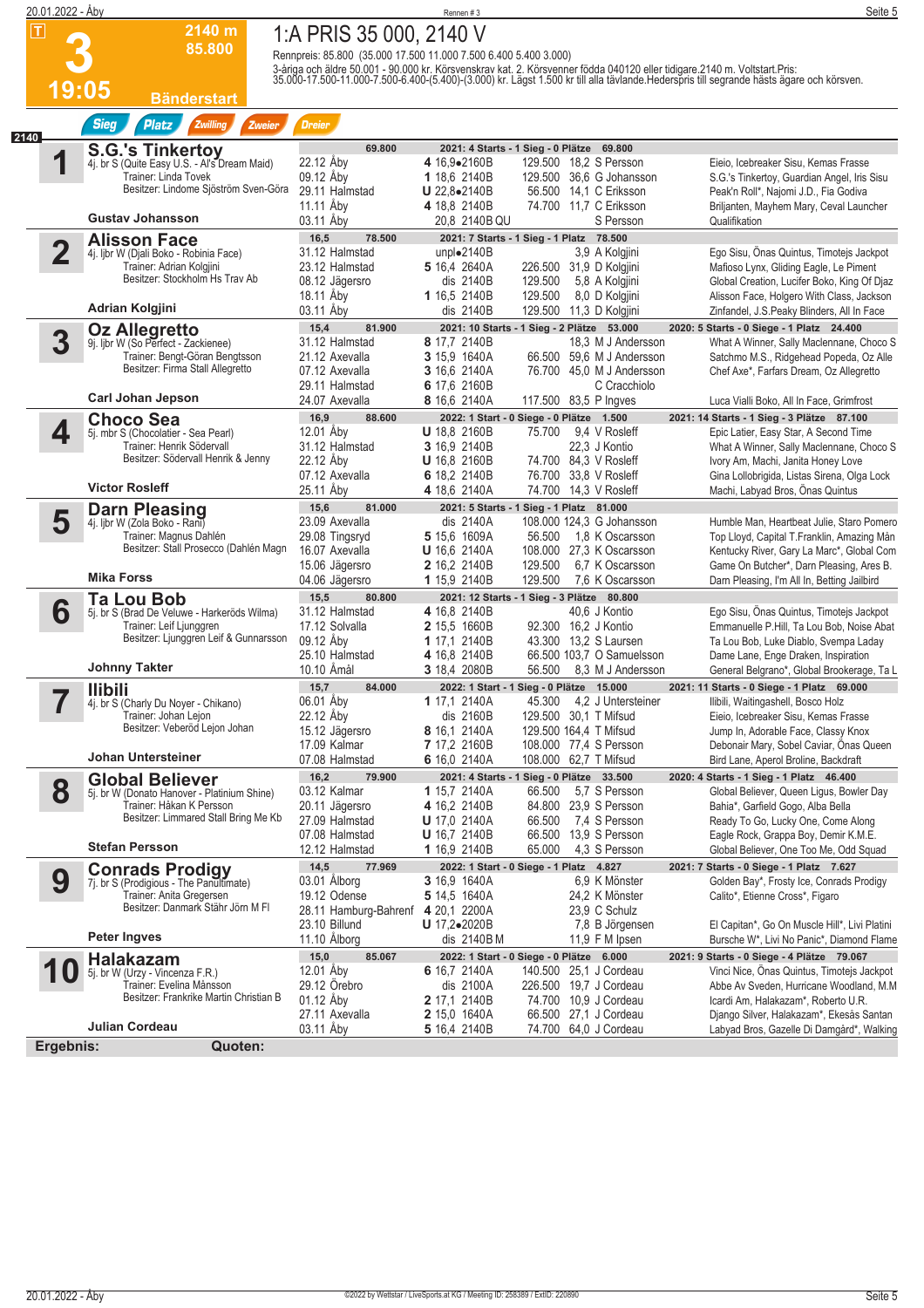# 3 — 1:A PRIS 35 000, 2140 V

**19:05** — 2140 m — 85.800 — Bänderstart

Rennpreis: 85.800 (35.000 17.500 11.000 7.500 6.400 5.400 3.000)
3-åriga och äldre 50.001 - 90.000 kr. Körsvenskrav kat. 2. Körsvenner födda 040120 eller tidigare.2140 m. Voltstart.Pris: 35.000-17.500-11.000-7.500-6.400-(5.400)-(3.000) kr. Lägst 1.500 kr till alla tävlande.Hederspris till segrande hästs ägare och körsven.

Sieg | Platz | Zwilling | Zweier | Dreier

---

## 1 S.G.'s Tinkertoy
4j. br S (Quite Easy U.S. - Al's Dream Maid)
Trainer: Linda Tovek
Besitzer: Lindome Sjöström Sven-Göra
**Gustav Johansson**

69.800 — 2021: 4 Starts - 1 Sieg - 0 Plätze 69.800

| Datum | Bahn | Pl. | Zeit/Dist. | Preis | Quote | Fahrer | Einlauf |
|---|---|---|---|---|---|---|---|
| 22.12 | Åby | 4 | 16,9•2160B | 129.500 | 18,2 | S Persson | Eieio, Icebreaker Sisu, Kemas Frasse |
| 09.12 | Åby | 1 | 18,6 2140B | 129.500 | 36,6 | G Johansson | S.G.'s Tinkertoy, Guardian Angel, Iris Sisu |
| 29.11 | Halmstad | U | 22,8•2140B | 56.500 | 14,1 | C Eriksson | Peak'n Roll*, Najomi J.D., Fia Godiva |
| 11.11 | Åby | 4 | 18,8 2140B | 74.700 | 11,7 | C Eriksson | Briljanten, Mayhem Mary, Ceval Launcher |
| 03.11 | Åby | | 20,8 2140B QU | | | S Persson | Qualifikation |

## 2 Alisson Face
4j. ljbr W (Djali Boko - Robinia Face)
Trainer: Adrian Kolgjini
Besitzer: Stockholm Hs Trav Ab
**Adrian Kolgjini**

16,5 — 78.500 — 2021: 7 Starts - 1 Sieg - 1 Platz 78.500

| Datum | Bahn | Pl. | Zeit/Dist. | Preis | Quote | Fahrer | Einlauf |
|---|---|---|---|---|---|---|---|
| 31.12 | Halmstad | | unpl•2140B | | 3,9 | A Kolgjini | Ego Sisu, Önas Quintus, Timotejs Jackpot |
| 23.12 | Halmstad | 5 | 16,4 2640A | 226.500 | 31,9 | D Kolgjini | Mafioso Lynx, Gliding Eagle, Le Piment |
| 08.12 | Jägersro | | dis 2140B | 129.500 | 5,8 | A Kolgjini | Global Creation, Lucifer Boko, King Of Djaz |
| 18.11 | Åby | 1 | 16,5 2140B | 129.500 | 8,0 | D Kolgjini | Alisson Face, Holgero With Class, Jackson |
| 03.11 | Åby | | dis 2140B | 129.500 | 11,3 | D Kolgjini | Zinfandel, J.S.Peaky Blinders, All In Face |

## 3 Oz Allegretto
9j. ljbr W (So Perfect - Zackienee)
Trainer: Bengt-Göran Bengtsson
Besitzer: Firma Stall Allegretto
**Carl Johan Jepson**

15,4 — 81.900 — 2021: 10 Starts - 1 Sieg - 2 Plätze 53.000 — 2020: 5 Starts - 0 Siege - 1 Platz 24.400

| Datum | Bahn | Pl. | Zeit/Dist. | Preis | Quote | Fahrer | Einlauf |
|---|---|---|---|---|---|---|---|
| 31.12 | Halmstad | 8 | 17,7 2140B | | 18,3 | M J Andersson | What A Winner, Sally Maclennane, Choco S |
| 21.12 | Axevalla | 3 | 15,9 1640A | 66.500 | 59,6 | M J Andersson | Satchmo M.S., Ridgehead Popeda, Oz Alle |
| 07.12 | Axevalla | 3 | 16,6 2140A | 76.700 | 45,0 | M J Andersson | Chef Axe*, Farfars Dream, Oz Allegretto |
| 29.11 | Halmstad | 6 | 17,6 2160B | | | C Cracchiolo | |
| 24.07 | Axevalla | 8 | 16,6 2140A | 117.500 | 83,5 | P Ingves | Luca Vialli Boko, All In Face, Grimfrost |

## 4 Choco Sea
5j. mbr S (Chocolatier - Sea Pearl)
Trainer: Henrik Södervall
Besitzer: Södervall Henrik & Jenny
**Victor Rosleff**

16,9 — 88.600 — 2022: 1 Start - 0 Siege - 0 Plätze 1.500 — 2021: 14 Starts - 1 Sieg - 3 Plätze 87.100

| Datum | Bahn | Pl. | Zeit/Dist. | Preis | Quote | Fahrer | Einlauf |
|---|---|---|---|---|---|---|---|
| 12.01 | Åby | U | 18,8 2160B | 75.700 | 9,4 | V Rosleff | Epic Latier, Easy Star, A Second Time |
| 31.12 | Halmstad | 3 | 16,9 2140B | | 22,3 | J Kontio | What A Winner, Sally Maclennane, Choco S |
| 22.12 | Åby | U | 16,8 2160B | 74.700 | 84,3 | V Rosleff | Ivory Am, Machi, Janita Honey Love |
| 07.12 | Axevalla | 6 | 18,2 2140B | 76.700 | 33,8 | V Rosleff | Gina Lollobrigida, Listas Sirena, Olga Lock |
| 25.11 | Åby | 4 | 18,6 2140A | 74.700 | 14,3 | V Rosleff | Machi, Labyad Bros, Önas Quintus |

## 5 Darn Pleasing
4j. ljbr W (Zola Boko - Rani)
Trainer: Magnus Dahlén
Besitzer: Stall Prosecco (Dahlén Magn
**Mika Forss**

15,6 — 81.000 — 2021: 5 Starts - 1 Sieg - 1 Platz 81.000

| Datum | Bahn | Pl. | Zeit/Dist. | Preis | Quote | Fahrer | Einlauf |
|---|---|---|---|---|---|---|---|
| 23.09 | Axevalla | | dis 2140A | 108.000 | 124,3 | G Johansson | Humble Man, Heartbeat Julie, Staro Pomero |
| 29.08 | Tingsryd | 5 | 15,6 1609A | 56.500 | 1,8 | K Oscarsson | Top Lloyd, Capital T.Franklin, Amazing Mån |
| 16.07 | Axevalla | U | 16,6 2140A | 108.000 | 27,3 | K Oscarsson | Kentucky River, Gary La Marc*, Global Com |
| 15.06 | Jägersro | 2 | 16,2 2140B | 129.500 | 6,7 | K Oscarsson | Game On Butcher*, Darn Pleasing, Ares B. |
| 04.06 | Jägersro | 1 | 15,9 2140B | 129.500 | 7,6 | K Oscarsson | Darn Pleasing, I'm All In, Betting Jailbird |

## 6 Ta Lou Bob
5j. br S (Brad De Veluwe - Harkeröds Wilma)
Trainer: Leif Ljunggren
Besitzer: Ljunggren Leif & Gunnarsson
**Johnny Takter**

15,5 — 80.800 — 2021: 12 Starts - 1 Sieg - 3 Plätze 80.800

| Datum | Bahn | Pl. | Zeit/Dist. | Preis | Quote | Fahrer | Einlauf |
|---|---|---|---|---|---|---|---|
| 31.12 | Halmstad | 4 | 16,8 2140B | | 40,6 | J Kontio | Ego Sisu, Önas Quintus, Timotejs Jackpot |
| 17.12 | Solvalla | 2 | 15,5 1660B | 92.300 | 16,2 | J Kontio | Emmanuelle P.Hill, Ta Lou Bob, Noise Abat |
| 09.12 | Åby | 1 | 17,1 2140B | 43.300 | 13,2 | S Laursen | Ta Lou Bob, Luke Diablo, Svempa Laday |
| 25.10 | Halmstad | 4 | 16,8 2140B | 66.500 | 103,7 | O Samuelsson | Dame Lane, Enge Draken, Inspiration |
| 10.10 | Åmål | 3 | 18,4 2080B | 56.500 | 8,3 | M J Andersson | General Belgrano*, Global Brookerage, Ta L |

## 7 Ilibili
4j. br S (Charly Du Noyer - Chikano)
Trainer: Johan Lejon
Besitzer: Veberöd Lejon Johan
**Johan Untersteiner**

15,7 — 84.000 — 2022: 1 Start - 1 Sieg - 0 Plätze 15.000 — 2021: 11 Starts - 0 Siege - 1 Platz 69.000

| Datum | Bahn | Pl. | Zeit/Dist. | Preis | Quote | Fahrer | Einlauf |
|---|---|---|---|---|---|---|---|
| 06.01 | Åby | 1 | 17,1 2140A | 45.300 | 4,2 | J Untersteiner | Ilibili, Waitingashell, Bosco Holz |
| 22.12 | Åby | | dis 2160B | 129.500 | 30,1 | T Mifsud | Eieio, Icebreaker Sisu, Kemas Frasse |
| 15.12 | Jägersro | 8 | 16,1 2140A | 129.500 | 164,4 | T Mifsud | Jump In, Adorable Face, Classy Knox |
| 17.09 | Kalmar | 7 | 17,2 2160B | 108.000 | 77,4 | S Persson | Debonair Mary, Sobel Caviar, Önas Queen |
| 07.08 | Halmstad | 6 | 16,0 2140A | 108.000 | 62,7 | T Mifsud | Bird Lane, Aperol Broline, Backdraft |

## 8 Global Believer
5j. br W (Donato Hanover - Platinium Shine)
Trainer: Håkan K Persson
Besitzer: Limmared Stall Bring Me Kb
**Stefan Persson**

16,2 — 79.900 — 2021: 4 Starts - 1 Sieg - 0 Plätze 33.500 — 2020: 4 Starts - 1 Sieg - 1 Platz 46.400

| Datum | Bahn | Pl. | Zeit/Dist. | Preis | Quote | Fahrer | Einlauf |
|---|---|---|---|---|---|---|---|
| 03.12 | Kalmar | 1 | 15,7 2140A | 66.500 | 5,7 | S Persson | Global Believer, Queen Ligus, Bowler Day |
| 20.11 | Jägersro | 4 | 16,2 2140B | 84.800 | 23,9 | S Persson | Bahia*, Garfield Gogo, Alba Bella |
| 27.09 | Halmstad | U | 17,0 2140A | 66.500 | 7,4 | S Persson | Ready To Go, Lucky One, Come Along |
| 07.08 | Halmstad | U | 16,7 2140A | 66.500 | 13,9 | S Persson | Eagle Rock, Grappa Boy, Demir K.M.E. |
| 12.12 | Halmstad | 1 | 16,9 2140B | 65.000 | 4,3 | S Persson | Global Believer, One Too Me, Odd Squad |

## 9 Conrads Prodigy
7j. br S (Prodigious - The Panultimate)
Trainer: Anita Gregersen
Besitzer: Danmark Stähr Jörn M Fl
**Peter Ingves**

14,5 — 77.969 — 2022: 1 Start - 0 Siege - 1 Platz 4.827 — 2021: 7 Starts - 0 Siege - 1 Platz 7.627

| Datum | Bahn | Pl. | Zeit/Dist. | Preis | Quote | Fahrer | Einlauf |
|---|---|---|---|---|---|---|---|
| 03.01 | Ålborg | 3 | 16,9 1640A | | 6,9 | K Mönster | Golden Bay*, Frosty Ice, Conrads Prodigy |
| 19.12 | Odense | 5 | 14,5 1640A | | 24,2 | K Mönster | Calito*, Etienne Cross*, Figaro |
| 28.11 | Hamburg-Bahrenf | 4 | 20,1 2200A | | 23,9 | C Schulz | |
| 23.10 | Billund | U | 17,2•2020B | | 7,8 | B Jörgensen | El Capitan*, Go On Muscle Hill*, Livi Platini |
| 11.10 | Ålborg | | dis 2140B M | | 11,9 | F M Ipsen | Bursche W*, Livi No Panic*, Diamond Flame |

## 10 Halakazam
5j. br W (Urzy - Vincenza F.R.)
Trainer: Evelina Månsson
Besitzer: Frankrike Martin Christian B
**Julian Cordeau**

15,0 — 85.067 — 2022: 1 Start - 0 Siege - 0 Plätze 6.000 — 2021: 9 Starts - 0 Siege - 4 Plätze 79.067

| Datum | Bahn | Pl. | Zeit/Dist. | Preis | Quote | Fahrer | Einlauf |
|---|---|---|---|---|---|---|---|
| 12.01 | Åby | 6 | 16,7 2140A | 140.500 | 25,1 | J Cordeau | Vinci Nice, Önas Quintus, Timotejs Jackpot |
| 29.12 | Örebro | | dis 2100A | 226.500 | 19,7 | J Cordeau | Abbe Av Sveden, Hurricane Woodland, M.M |
| 01.12 | Åby | 2 | 17,1 2140B | 74.700 | 10,9 | J Cordeau | Icardi Am, Halakazam*, Roberto U.R. |
| 27.11 | Axevalla | 2 | 15,0 1640A | 66.500 | 27,1 | J Cordeau | Django Silver, Halakazam*, Ekesås Santan |
| 03.11 | Åby | 5 | 16,4 2140B | 74.700 | 64,0 | J Cordeau | Labyad Bros, Gazelle Di Damgård*, Walking |

**Ergebnis:** **Quoten:**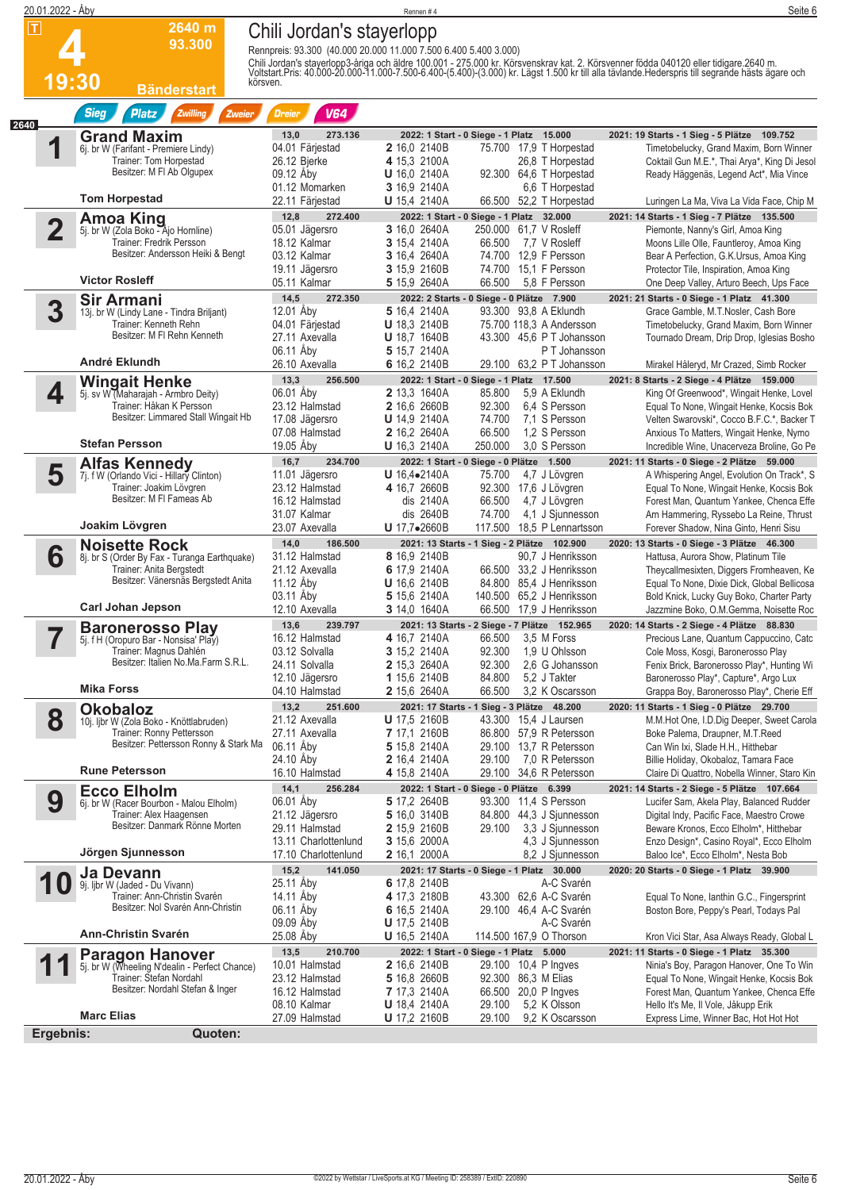# 4

**2640 m**
**93.300**

**19:30** Bänderstart

## Chili Jordan's stayerlopp

Rennpreis: 93.300 (40.000 20.000 11.000 7.500 6.400 5.400 3.000)

Chili Jordan's stayerlopp3-åriga och äldre 100.001 - 275.000 kr. Körsvenskrav kat. 2. Körsvenner födda 040120 eller tidigare.2640 m. Voltstart.Pris: 40.000-20.000-11.000-7.500-6.400-(5.400)-(3.000) kr. Lägst 1.500 kr till alla tävlande.Hederspris till segrande hästs ägare och körsven.

Sieg | Platz | Zwilling | Zweier | Dreier | V64

2640

### 1 Grand Maxim
6j. br W (Farifant - Premiere Lindy)
Trainer: Tom Horpestad
Besitzer: M Fl Ab Olgupex
**Tom Horpestad**

13,0 | 273.136 | 2022: 1 Start - 0 Siege - 1 Platz 15.000 | 2021: 19 Starts - 1 Sieg - 5 Plätze 109.752

| Datum | Bahn | Pl. | Zeit | Dist. | Preis | Quote | Fahrer | Einlauf |
|---|---|---|---|---|---|---|---|---|
| 04.01 | Färjestad | 2 | 16,0 | 2140B | 75.700 | 17,9 | T Horpestad | Timetobelucky, Grand Maxim, Born Winner |
| 26.12 | Bjerke | 4 | 15,3 | 2100A | | 26,8 | T Horpestad | Coktail Gun M.E.*, Thai Arya*, King Di Jesol |
| 09.12 | Åby | U | 16,0 | 2140A | 92.300 | 64,6 | T Horpestad | Ready Häggenäs, Legend Act*, Mia Vince |
| 01.12 | Momarken | 3 | 16,9 | 2140A | | 6,6 | T Horpestad | |
| 22.11 | Färjestad | U | 15,4 | 2140A | 66.500 | 52,2 | T Horpestad | Luringen La Ma, Viva La Vida Face, Chip M |

### 2 Amoa King
5j. br W (Zola Boko - Ajo Hornline)
Trainer: Fredrik Persson
Besitzer: Andersson Heiki & Bengt
**Victor Rosleff**

12,8 | 272.400 | 2022: 1 Start - 0 Siege - 1 Platz 32.000 | 2021: 14 Starts - 1 Sieg - 7 Plätze 135.500

| Datum | Bahn | Pl. | Zeit | Dist. | Preis | Quote | Fahrer | Einlauf |
|---|---|---|---|---|---|---|---|---|
| 05.01 | Jägersro | 3 | 16,0 | 2640A | 250.000 | 61,7 | V Rosleff | Piemonte, Nanny's Girl, Amoa King |
| 18.12 | Kalmar | 3 | 15,4 | 2140A | 66.500 | 7,7 | V Rosleff | Moons Lille Olle, Fauntleroy, Amoa King |
| 03.12 | Kalmar | 3 | 16,4 | 2640A | 74.700 | 12,9 | F Persson | Bear A Perfection, G.K.Ursus, Amoa King |
| 19.11 | Jägersro | 3 | 15,9 | 2160B | 74.700 | 15,1 | F Persson | Protector Tile, Inspiration, Amoa King |
| 05.11 | Kalmar | 5 | 15,9 | 2640A | 66.500 | 5,8 | F Persson | One Deep Valley, Arturo Beech, Ups Face |

### 3 Sir Armani
13j. br W (Lindy Lane - Tindra Briljant)
Trainer: Kenneth Rehn
Besitzer: M Fl Rehn Kenneth
**André Eklundh**

14,5 | 272.350 | 2022: 2 Starts - 0 Siege - 0 Plätze 7.900 | 2021: 21 Starts - 0 Siege - 1 Platz 41.300

| Datum | Bahn | Pl. | Zeit | Dist. | Preis | Quote | Fahrer | Einlauf |
|---|---|---|---|---|---|---|---|---|
| 12.01 | Åby | 5 | 16,4 | 2140A | 93.300 | 93,8 | A Eklundh | Grace Gamble, M.T.Nosler, Cash Bore |
| 04.01 | Färjestad | U | 18,3 | 2140B | 75.700 | 118,3 | A Andersson | Timetobelucky, Grand Maxim, Born Winner |
| 27.11 | Axevalla | U | 18,7 | 1640B | 43.300 | 45,6 | P T Johansson | Tournado Dream, Drip Drop, Iglesias Bosho |
| 06.11 | Åby | 5 | 15,7 | 2140A | | | P T Johansson | |
| 26.10 | Axevalla | 6 | 16,2 | 2140B | 29.100 | 63,2 | P T Johansson | Mirakel Håleryd, Mr Crazed, Simb Rocker |

### 4 Wingait Henke
5j. sv W (Maharajah - Armbro Deity)
Trainer: Håkan K Persson
Besitzer: Limmared Stall Wingait Hb
**Stefan Persson**

13,3 | 256.500 | 2022: 1 Start - 0 Siege - 1 Platz 17.500 | 2021: 8 Starts - 2 Siege - 4 Plätze 159.000

| Datum | Bahn | Pl. | Zeit | Dist. | Preis | Quote | Fahrer | Einlauf |
|---|---|---|---|---|---|---|---|---|
| 06.01 | Åby | 2 | 13,3 | 1640A | 85.800 | 5,9 | A Eklundh | King Of Greenwood*, Wingait Henke, Lovel |
| 23.12 | Halmstad | 2 | 16,6 | 2660B | 92.300 | 6,4 | S Persson | Equal To None, Wingait Henke, Kocsis Bok |
| 17.08 | Jägersro | U | 14,9 | 2140A | 74.700 | 7,1 | S Persson | Velten Swarovski*, Cocco B.F.C.*, Backer T |
| 07.08 | Halmstad | 2 | 16,2 | 2640A | 66.500 | 1,2 | S Persson | Anxious To Matters, Wingait Henke, Nymo |
| 19.05 | Åby | U | 16,3 | 2140A | 250.000 | 3,0 | S Persson | Incredible Wine, Unacerveza Broline, Go Pe |

### 5 Alfas Kennedy
7j. f W (Orlando Vici - Hillary Clinton)
Trainer: Joakim Lövgren
Besitzer: M Fl Fameas Ab
**Joakim Lövgren**

16,7 | 234.700 | 2022: 1 Start - 0 Siege - 0 Plätze 1.500 | 2021: 11 Starts - 0 Siege - 2 Plätze 59.000

| Datum | Bahn | Pl. | Zeit | Dist. | Preis | Quote | Fahrer | Einlauf |
|---|---|---|---|---|---|---|---|---|
| 11.01 | Jägersro | U | 16,4● | 2140A | 75.700 | 4,7 | J Lövgren | A Whispering Angel, Evolution On Track*, S |
| 23.12 | Halmstad | 4 | 16,7 | 2660B | 92.300 | 17,6 | J Lövgren | Equal To None, Wingait Henke, Kocsis Bok |
| 16.12 | Halmstad | dis | | 2140A | 66.500 | 4,7 | J Lövgren | Forest Man, Quantum Yankee, Chenca Effe |
| 31.07 | Kalmar | dis | | 2640B | 74.700 | 4,1 | J Sjunnesson | Am Hammering, Ryssebo La Reine, Thrust |
| 23.07 | Axevalla | U | 17,7● | 2660B | 117.500 | 18,5 | P Lennartsson | Forever Shadow, Nina Ginto, Henri Sisu |

### 6 Noisette Rock
8j. br S (Order By Fax - Turanga Earthquake)
Trainer: Anita Bergstedt
Besitzer: Vänersnäs Bergstedt Anita
**Carl Johan Jepson**

14,0 | 186.500 | 2021: 13 Starts - 1 Sieg - 2 Plätze 102.900 | 2020: 13 Starts - 0 Siege - 3 Plätze 46.300

| Datum | Bahn | Pl. | Zeit | Dist. | Preis | Quote | Fahrer | Einlauf |
|---|---|---|---|---|---|---|---|---|
| 31.12 | Halmstad | 8 | 16,9 | 2140B | | 90,7 | J Henriksson | Hattusa, Aurora Show, Platinum Tile |
| 21.12 | Axevalla | 6 | 17,9 | 2140A | 66.500 | 33,2 | J Henriksson | Theycallmesixten, Diggers Fromheaven, Ke |
| 11.12 | Åby | U | 16,6 | 2140A | 84.800 | 85,4 | J Henriksson | Equal To None, Dixie Dick, Global Bellicosa |
| 03.11 | Åby | 5 | 15,6 | 2140A | 140.500 | 65,2 | J Henriksson | Bold Knick, Lucky Guy Boko, Charter Party |
| 12.10 | Axevalla | 3 | 14,0 | 1640A | 66.500 | 17,9 | J Henriksson | Jazzmine Boko, O.M.Gemma, Noisette Roc |

### 7 Baronerosso Play
5j. f H (Oropuro Bar - Nonsisa' Play)
Trainer: Magnus Dahlén
Besitzer: Italien No.Ma.Farm S.R.L.
**Mika Forss**

13,6 | 239.797 | 2021: 13 Starts - 2 Siege - 7 Plätze 152.965 | 2020: 14 Starts - 2 Siege - 4 Plätze 88.830

| Datum | Bahn | Pl. | Zeit | Dist. | Preis | Quote | Fahrer | Einlauf |
|---|---|---|---|---|---|---|---|---|
| 16.12 | Halmstad | 4 | 16,7 | 2140A | 66.500 | 3,5 | M Forss | Precious Lane, Quantum Cappuccino, Catc |
| 03.12 | Solvalla | 3 | 15,2 | 2140A | 92.300 | 1,9 | U Ohlsson | Cole Moss, Kosgi, Baronerosso Play |
| 24.11 | Solvalla | 2 | 15,3 | 2640A | 92.300 | 2,6 | G Johansson | Fenix Brick, Baronerosso Play*, Hunting Wi |
| 12.10 | Jägersro | 1 | 15,6 | 2140B | 84.800 | 5,2 | J Takter | Baronerosso Play*, Capture*, Argo Lux |
| 04.10 | Halmstad | 2 | 15,6 | 2140B | 66.500 | 3,2 | K Oscarsson | Grappa Boy, Baronerosso Play*, Cherie Eff |

### 8 Okobaloz
10j. ljbr W (Zola Boko - Knöttlabruden)
Trainer: Ronny Pettersson
Besitzer: Pettersson Ronny & Stark Ma
**Rune Petersson**

13,2 | 251.600 | 2021: 17 Starts - 1 Sieg - 3 Plätze 48.200 | 2020: 11 Starts - 1 Sieg - 0 Plätze 29.700

| Datum | Bahn | Pl. | Zeit | Dist. | Preis | Quote | Fahrer | Einlauf |
|---|---|---|---|---|---|---|---|---|
| 21.12 | Axevalla | U | 17,5 | 2160B | 43.300 | 15,4 | J Laursen | M.M.Hot One, I.D.Dig Deeper, Sweet Carola |
| 27.11 | Axevalla | 7 | 17,1 | 2160B | 86.800 | 57,9 | R Petersson | Boke Palema, Draupner, M.T.Reed |
| 06.11 | Åby | 5 | 15,8 | 2140A | 29.100 | 13,7 | R Petersson | Can Win Ixi, Slade H.H., Hitthebar |
| 24.10 | Åby | 2 | 16,4 | 2140A | 29.100 | 7,0 | R Petersson | Billie Holiday, Okobaloz, Tamara Face |
| 16.10 | Halmstad | 4 | 15,8 | 2140A | 29.100 | 34,6 | R Petersson | Claire Di Quattro, Nobella Winner, Staro Kin |

### 9 Ecco Elholm
6j. br W (Racer Bourbon - Malou Elholm)
Trainer: Alex Haagensen
Besitzer: Danmark Rönne Morten
**Jörgen Sjunnesson**

14,1 | 256.284 | 2022: 1 Start - 0 Siege - 0 Plätze 6.399 | 2021: 14 Starts - 2 Siege - 5 Plätze 107.664

| Datum | Bahn | Pl. | Zeit | Dist. | Preis | Quote | Fahrer | Einlauf |
|---|---|---|---|---|---|---|---|---|
| 06.01 | Åby | 5 | 17,2 | 2640B | 93.300 | 11,4 | S Persson | Lucifer Sam, Akela Play, Balanced Rudder |
| 21.12 | Jägersro | 5 | 16,0 | 3140B | 84.800 | 44,3 | J Sjunnesson | Digital Indy, Pacific Face, Maestro Crowe |
| 29.11 | Halmstad | 2 | 15,9 | 2160B | 29.100 | 3,3 | J Sjunnesson | Beware Kronos, Ecco Elholm*, Hitthebar |
| 13.11 | Charlottenlund | 3 | 15,6 | 2000A | | 4,3 | J Sjunnesson | Enzo Design*, Casino Royal*, Ecco Elholm |
| 17.10 | Charlottenlund | 2 | 16,1 | 2000A | | 8,2 | J Sjunnesson | Baloo Ice*, Ecco Elholm*, Nesta Bob |

### 10 Ja Devann
9j. ljbr W (Jaded - Du Vivann)
Trainer: Ann-Christin Svarén
Besitzer: Nol Svarén Ann-Christin
**Ann-Christin Svarén**

15,2 | 141.050 | 2021: 17 Starts - 0 Siege - 1 Platz 30.000 | 2020: 20 Starts - 0 Siege - 1 Platz 39.900

| Datum | Bahn | Pl. | Zeit | Dist. | Preis | Quote | Fahrer | Einlauf |
|---|---|---|---|---|---|---|---|---|
| 25.11 | Åby | 6 | 17,8 | 2140B | | | A-C Svarén | |
| 14.11 | Åby | 4 | 17,3 | 2180B | 43.300 | 62,6 | A-C Svarén | Equal To None, Ianthin G.C., Fingersprint |
| 06.11 | Åby | 6 | 16,5 | 2140A | 29.100 | 46,4 | A-C Svarén | Boston Bore, Peppy's Pearl, Todays Pal |
| 09.09 | Åby | U | 17,5 | 2140B | | | A-C Svarén | |
| 25.08 | Åby | U | 16,5 | 2140A | 114.500 | 167,9 | O Thorson | Kron Vici Star, Asa Always Ready, Global L |

### 11 Paragon Hanover
5j. br W (Wheeling N'dealin - Perfect Chance)
Trainer: Stefan Nordahl
Besitzer: Nordahl Stefan & Inger
**Marc Elias**

13,5 | 210.700 | 2022: 1 Start - 0 Siege - 1 Platz 5.000 | 2021: 11 Starts - 0 Siege - 1 Platz 35.300

| Datum | Bahn | Pl. | Zeit | Dist. | Preis | Quote | Fahrer | Einlauf |
|---|---|---|---|---|---|---|---|---|
| 10.01 | Halmstad | 2 | 16,6 | 2140B | 29.100 | 10,4 | P Ingves | Ninia's Boy, Paragon Hanover, One To Win |
| 23.12 | Halmstad | 5 | 16,8 | 2660B | 92.300 | 86,3 | M Elias | Equal To None, Wingait Henke, Kocsis Bok |
| 16.12 | Halmstad | 7 | 17,3 | 2140A | 66.500 | 20,0 | P Ingves | Forest Man, Quantum Yankee, Chenca Effe |
| 08.10 | Kalmar | U | 18,4 | 2140A | 29.100 | 5,2 | K Olsson | Hello It's Me, Il Vole, Jåkupp Erik |
| 27.09 | Halmstad | U | 17,2 | 2160B | 29.100 | 9,2 | K Oscarsson | Express Lime, Winner Bac, Hot Hot Hot |

**Ergebnis:** | **Quoten:**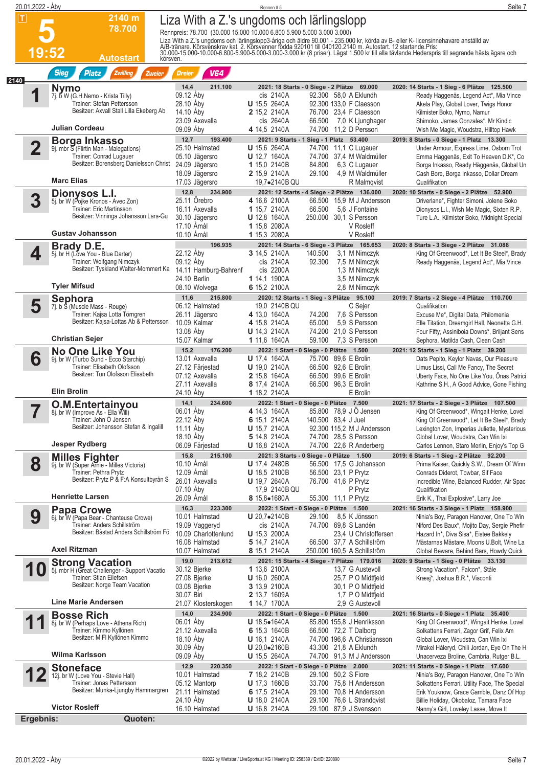# 5 — 19:52 — 2140 m — 78.700 — Autostart

## Liza With a Z.'s ungdoms och lärlingslopp

Rennpreis: 78.700 (30.000 15.000 10.000 6.800 5.900 5.000 3.000 3.000)

Liza With a Z.'s ungdoms och lärlingslopp3-åriga och äldre 90.001 - 235.000 kr, körda av B- eller K- licensinnehavare anställd av A/B-tränare. Körsvenskrav kat. 2. Körsvenner födda 920101 till 040120.2140 m. Autostart. 12 startande.Pris: 30.000-15.000-10.000-6.800-5.900-5.000-3.000-3.000 kr (8 priser). Lägst 1.500 kr till alla tävlande.Hederspris till segrande hästs ägare och körsven.

Sieg | Platz | Zwilling | Zweier | Dreier | V64

---

### 1 Nymo
7j. b W (G.H.Nemo - Krista Tilly)
Trainer: Stefan Pettersson
Besitzer: Axvall Stall Lilla Ekeberg Ab
**Julian Cordeau**

14,4 — 211.100 — 2021: 18 Starts - 0 Siege - 2 Plätze 69.000 — 2020: 14 Starts - 1 Sieg - 6 Plätze 125.500

| Datum | Bahn | Pl. | Zeit | Dist. | Preis | Quote | Fahrer | Erste drei |
|---|---|---|---|---|---|---|---|---|
| 09.12 | Åby | dis | | 2140A | 92.300 | 58,0 | A Eklundh | Ready Häggenäs, Legend Act*, Mia Vince |
| 28.10 | Åby | U | 15,6 | 2640A | 92.300 | 133,0 | F Claesson | Akela Play, Global Lover, Twigs Honor |
| 14.10 | Åby | 2 | 15,2 | 2140A | 76.700 | 23,4 | F Claesson | Kilmister Boko, Nymo, Namur |
| 23.09 | Axevalla | dis | | 2640A | 66.500 | 7,0 | K Ljunghager | Shimoko, James Gonzales*, Mr Kindic |
| 09.09 | Åby | 4 | 14,5 | 2140A | 74.700 | 11,2 | D Persson | Wish Me Magic, Woudstra, Hilltop Hawk |

### 2 Borga Inkasso
9j. mbr S (Flirtin Man - Malegations)
Trainer: Conrad Lugauer
Besitzer: Borensberg Danielsson Christ
**Marc Elias**

12,7 — 193.400 — 2021: 9 Starts - 1 Sieg - 1 Platz 53.400 — 2019: 8 Starts - 0 Siege - 1 Platz 13.300

| Datum | Bahn | Pl. | Zeit | Dist. | Preis | Quote | Fahrer | Erste drei |
|---|---|---|---|---|---|---|---|---|
| 25.10 | Halmstad | U | 15,6 | 2640A | 74.700 | 11,1 | C Lugauer | Under Armour, Express Lime, Osborn Trot |
| 05.10 | Jägersro | U | 12,7 | 1640A | 74.700 | 37,4 | M Waldmüller | Emma Häggenäs, Exit To Heaven D.K*, Co |
| 24.09 | Jägersro | 1 | 15,0 | 2140B | 84.800 | 6,3 | C Lugauer | Borga Inkasso, Ready Häggenäs, Global Un |
| 18.09 | Jägersro | 2 | 15,9 | 2140A | 29.100 | 4,9 | M Waldmüller | Cash Bore, Borga Inkasso, Dollar Dream |
| 17.03 | Jägersro | | 19,7● | 2140B QU | | | R Malmqvist | Qualifikation |

### 3 Dionysos L.I.
5j. br W (Pojke Kronos - Avec Zon)
Trainer: Eric Martinsson
Besitzer: Vinninga Johansson Lars-Gu
**Gustav Johansson**

12,8 — 234.900 — 2021: 12 Starts - 4 Siege - 2 Plätze 136.000 — 2020: 10 Starts - 0 Siege - 2 Plätze 52.900

| Datum | Bahn | Pl. | Zeit | Dist. | Preis | Quote | Fahrer | Erste drei |
|---|---|---|---|---|---|---|---|---|
| 25.11 | Örebro | 4 | 16,6 | 2100A | 66.500 | 15,9 | M J Andersson | Driverlane*, Fighter Simoni, Jolene Boko |
| 16.11 | Axevalla | 1 | 15,7 | 2140A | 66.500 | 5,6 | J Fontaine | Dionysos L.I., Wish Me Magic, Sixten R.P. |
| 30.10 | Jägersro | U | 12,8 | 1640A | 250.000 | 30,1 | S Persson | Ture L.A., Kilmister Boko, Midnight Special |
| 17.10 | Åmål | 1 | 15,8 | 2080A | | | V Rosleff | |
| 10.10 | Åmål | 1 | 15,3 | 2080A | | | V Rosleff | |

### 4 Brady D.E.
5j. br H (Love You - Blue Darter)
Trainer: Wolfgang Nimczyk
Besitzer: Tyskland Walter-Mommert Ka
**Tyler Mifsud**

196.935 — 2021: 14 Starts - 6 Siege - 3 Plätze 165.653 — 2020: 8 Starts - 3 Siege - 2 Plätze 31.088

| Datum | Bahn | Pl. | Zeit | Dist. | Preis | Quote | Fahrer | Erste drei |
|---|---|---|---|---|---|---|---|---|
| 22.12 | Åby | 3 | 14,5 | 2140A | 140.500 | 3,1 | M Nimczyk | King Of Greenwood*, Let It Be Steel*, Brady |
| 09.12 | Åby | dis | | 2140A | 92.300 | 7,5 | M Nimczyk | Ready Häggenäs, Legend Act*, Mia Vince |
| 14.11 | Hamburg-Bahrenf | dis | | 2200A | | 1,3 | M Nimczyk | |
| 24.10 | Berlin | 1 | 14,1 | 1900A | | 3,5 | M Nimczyk | |
| 08.10 | Wolvega | 6 | 15,2 | 2100A | | 2,8 | M Nimczyk | |

### 5 Sephora
7j. b S (Muscle Mass - Rouge)
Trainer: Kajsa Lotta Törngren
Besitzer: Kajsa-Lottas Ab & Pettersson
**Christian Sejer**

11,6 — 215.800 — 2020: 12 Starts - 1 Sieg - 3 Plätze 95.100 — 2019: 7 Starts - 2 Siege - 4 Plätze 110.700

| Datum | Bahn | Pl. | Zeit | Dist. | Preis | Quote | Fahrer | Erste drei |
|---|---|---|---|---|---|---|---|---|
| 06.12 | Halmstad | | 19,0 | 2140B QU | | | C Sejer | Qualifikation |
| 26.11 | Jägersro | 4 | 13,0 | 1640A | 74.200 | 7,6 | S Persson | Excuse Me*, Digital Data, Philomenia |
| 10.09 | Kalmar | 4 | 15,8 | 2140A | 65.000 | 5,9 | S Persson | Elle Titation, Dreamgirl Hall, Neonetta G.H. |
| 13.08 | Åby | U | 14,3 | 2140A | 74.200 | 21,0 | S Persson | Four Fifty, Assiniboia Downs*, Briljant Sens |
| 15.07 | Kalmar | 1 | 11,6 | 1640A | 59.100 | 7,3 | S Persson | Sephora, Matilda Cash, Clean Cash |

### 6 No One Like You
9j. br W (Turbo Sund - Ecco Starchip)
Trainer: Elisabeth Olofsson
Besitzer: Tun Olofsson Elisabeth
**Elin Brolin**

15,2 — 176.200 — 2022: 1 Start - 0 Siege - 0 Plätze 1.500 — 2021: 12 Starts - 1 Sieg - 1 Platz 39.200

| Datum | Bahn | Pl. | Zeit | Dist. | Preis | Quote | Fahrer | Erste drei |
|---|---|---|---|---|---|---|---|---|
| 13.01 | Axevalla | U | 17,4 | 1640A | 75.700 | 89,6 | E Brolin | Dats Pepito, Keylor Navas, Our Pleasure |
| 27.12 | Färjestad | U | 19,0 | 2140A | 66.500 | 92,6 | E Brolin | Limus Lissi, Call Me Fancy, The Secret |
| 07.12 | Axevalla | 2 | 15,8 | 1640A | 66.500 | 99,6 | E Brolin | Uberty Face, No One Like You, Önas Patrici |
| 27.11 | Axevalla | 8 | 17,4 | 2140A | 66.500 | 96,3 | E Brolin | Kathrine S.H., A Good Advice, Gone Fishing |
| 24.10 | Åby | 1 | 18,2 | 2140A | | | E Brolin | |

### 7 O.M.Entertainyou
8j. br W (Improve Ås - Ella Will)
Trainer: John Ö Jensen
Besitzer: Johansson Stefan & Ingalill
**Jesper Rydberg**

14,1 — 234.600 — 2022: 1 Start - 0 Siege - 0 Plätze 1.500 — 2021: 17 Starts - 2 Siege - 3 Plätze 107.500

| Datum | Bahn | Pl. | Zeit | Dist. | Preis | Quote | Fahrer | Erste drei |
|---|---|---|---|---|---|---|---|---|
| 06.01 | Åby | 4 | 14,3 | 1640A | 85.800 | 78,9 | J Ö Jensen | King Of Greenwood*, Wingait Henke, Lovel |
| 22.12 | Åby | 6 | 15,1 | 2140A | 140.500 | 83,4 | J Juel | King Of Greenwood*, Let It Be Steel*, Brady |
| 11.11 | Åby | U | 15,7 | 2140A | 92.300 | 115,2 | M J Andersson | Lexington Zon, Imperias Juliette, Mysterious |
| 18.10 | Åby | 5 | 14,8 | 2140A | 74.700 | 28,5 | S Persson | Global Lover, Woudstra, Can Win Ixi |
| 06.09 | Färjestad | U | 16,8 | 2140A | 74.700 | 22,6 | R Anderberg | Carlos Lennon, Staro Merlin, Enjoy's Top G |

### 8 Milles Fighter
9j. br W (Super Arnie - Milles Victoria)
Trainer: Pethra Prytz
Besitzer: Prytz P & F:A Konsultbyrån S
**Henriette Larsen**

15,8 — 215.100 — 2021: 3 Starts - 0 Siege - 0 Plätze 1.500 — 2019: 6 Starts - 1 Sieg - 2 Plätze 92.200

| Datum | Bahn | Pl. | Zeit | Dist. | Preis | Quote | Fahrer | Erste drei |
|---|---|---|---|---|---|---|---|---|
| 10.10 | Åmål | U | 17,4 | 2480B | 56.500 | 17,5 | G Johansson | Prima Kaiser, Quickly S.W., Dream Of Winn |
| 12.09 | Åmål | U | 18,5 | 2100B | 56.500 | 23,1 | P Prytz | Conrads Diderot, Towbar, Sif Face |
| 26.01 | Axevalla | U | 19,7 | 2640A | 76.700 | 41,6 | P Prytz | Incredible Wine, Balanced Rudder, Air Spac |
| 07.10 | Åby | | 17,9 | 2140B QU | | | P Prytz | Qualifikation |
| 26.09 | Åmål | 8 | 15,8● | 1680A | 55.300 | 11,1 | P Prytz | Erik K., Thai Explosive*, Larry Joe |

### 9 Papa Crowe
6j. br W (Papa Bear - Chanteuse Crowe)
Trainer: Anders Schillström
Besitzer: Båstad Anders Schillström Fö
**Axel Ritzman**

16,3 — 223.300 — 2022: 1 Start - 0 Siege - 0 Plätze 1.500 — 2021: 16 Starts - 3 Siege - 1 Platz 158.900

| Datum | Bahn | Pl. | Zeit | Dist. | Preis | Quote | Fahrer | Erste drei |
|---|---|---|---|---|---|---|---|---|
| 10.01 | Halmstad | U | 20,7● | 2140B | 29.100 | 8,5 | K Jönsson | Ninia's Boy, Paragon Hanover, One To Win |
| 19.09 | Vaggeryd | dis | | 2140A | 74.700 | 69,8 | S Landén | Niford Des Baux*, Mojito Day, Sergie Phefir |
| 10.09 | Charlottenlund | U | 15,3 | 2000A | | 23,4 | U Christoffersen | Hazard In*, Diva Sisa*, Eistee Bakkely |
| 16.08 | Halmstad | 5 | 14,7 | 2140A | 66.500 | 37,7 | A Schillström | Mästarnas Mästare, Moons U.Bolt, Wine La |
| 10.07 | Halmstad | 8 | 15,1 | 2140A | 250.000 | 160,5 | A Schillström | Global Beware, Behind Bars, Howdy Quick |

### 10 Strong Vacation
5j. mbr H (Great Challenger - Support Vacatio
Trainer: Stian Eilefsen
Besitzer: Norge Team Vacation
**Line Marie Andersen**

19,0 — 213.612 — 2021: 15 Starts - 4 Siege - 7 Plätze 179.016 — 2020: 9 Starts - 1 Sieg - 0 Plätze 33.130

| Datum | Bahn | Pl. | Zeit | Dist. | Preis | Quote | Fahrer | Erste drei |
|---|---|---|---|---|---|---|---|---|
| 30.12 | Bjerke | 1 | 13,6 | 2100A | | 13,7 | G Austevoll | Strong Vacation*, Falcon*, Ståle |
| 27.08 | Bjerke | U | 16,0 | 2600A | | 25,7 | P O Midtfjeld | Kræsj*, Joshua B.R.*, Visconti |
| 03.08 | Bjerke | 3 | 13,9 | 2100A | | 30,1 | P O Midtfjeld | |
| 30.07 | Biri | 2 | 13,7 | 1609A | | 1,7 | P O Midtfjeld | |
| 21.07 | Klosterskogen | 1 | 14,7 | 1700A | | 2,9 | G Austevoll | |

### 11 Bosse Rich
8j. br W (Perhaps Love - Athena Rich)
Trainer: Kimmo Kyllönen
Besitzer: M Fl Kyllönen Kimmo
**Wilma Karlsson**

14,0 — 234.900 — 2022: 1 Start - 0 Siege - 0 Plätze 1.500 — 2021: 16 Starts - 0 Siege - 1 Platz 35.400

| Datum | Bahn | Pl. | Zeit | Dist. | Preis | Quote | Fahrer | Erste drei |
|---|---|---|---|---|---|---|---|---|
| 06.01 | Åby | U | 18,5● | 1640A | 85.800 | 155,8 | J Henriksson | King Of Greenwood*, Wingait Henke, Lovel |
| 21.12 | Axevalla | 6 | 15,3 | 1640B | 66.500 | 72,2 | T Dalborg | Solkattens Ferrari, Zagor Grif, Felix Am |
| 18.10 | Åby | U | 16,1 | 2140A | 74.700 | 196,6 | A Christiansson | Global Lover, Woudstra, Can Win Ixi |
| 30.09 | Åby | U | 20,0● | 2160B | 43.300 | 21,8 | A Eklundh | Mirakel Hâleryd, Chili Jordan, Eye On The H |
| 09.09 | Åby | U | 15,5 | 2640A | 74.700 | 91,3 | M J Andersson | Unacerveza Broline, Cambria, Rutger B.L. |

### 12 Stoneface
12j. br W (Love You - Stevie Hall)
Trainer: Jonas Pettersson
Besitzer: Munka-Ljungby Hammargren
**Victor Rosleff**

12,9 — 220.350 — 2022: 1 Start - 0 Siege - 0 Plätze 2.000 — 2021: 11 Starts - 0 Siege - 1 Platz 17.600

| Datum | Bahn | Pl. | Zeit | Dist. | Preis | Quote | Fahrer | Erste drei |
|---|---|---|---|---|---|---|---|---|
| 10.01 | Halmstad | 7 | 18,2 | 2140B | 29.100 | 50,2 | S Fiore | Ninia's Boy, Paragon Hanover, One To Win |
| 05.12 | Mantorp | U | 17,3 | 1660B | 33.700 | 75,8 | H Andersson | Solkattens Ferrari, Ulliance Face, The Special |
| 21.11 | Halmstad | 6 | 17,5 | 2140A | 29.100 | 70,8 | H Andersson | Erik Youknow, Grace Gamble, Danz Of Hop |
| 24.10 | Åby | U | 18,0 | 2140A | 29.100 | 76,6 | L Strandqvist | Billie Holiday, Okobaloz, Tamara Face |
| 16.10 | Halmstad | U | 16,8 | 2140A | 29.100 | 87,9 | J Svensson | Nanny's Girl, Loveley Lasse, Move It |

**Ergebnis:** **Quoten:**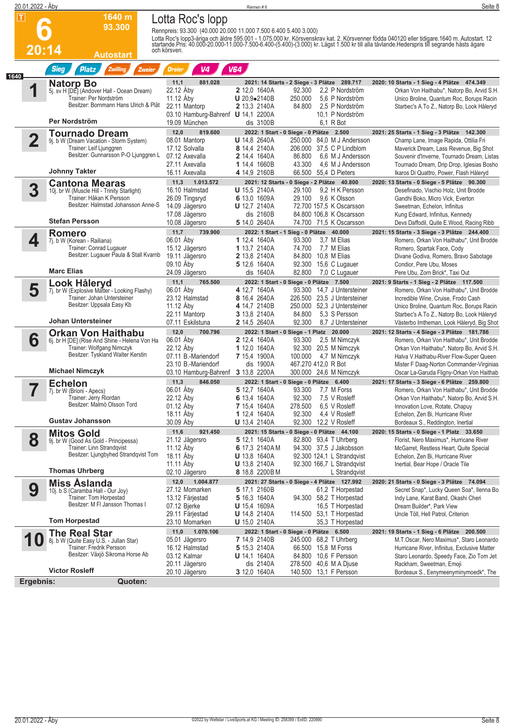# 6 — Lotta Roc's lopp

**1640 m · 93.300 · 20:14 · Autostart**

Rennpreis: 93.300 (40.000 20.000 11.000 7.500 6.400 5.400 3.000)

Lotta Roc's lopp3-åriga och äldre 595.001 - 1.075.000 kr. Körsvenskrav kat. 2. Körsvenner födda 040120 eller tidigare.1640 m. Autostart. 12 startande.Pris: 40.000-20.000-11.000-7.500-6.400-(5.400)-(3.000) kr. Lägst 1.500 kr till alla tävlande.Hederspris till segrande hästs ägare och körsven.

Sieg | Platz | Zwilling | Zweier | Dreier | V4 | V64

---

## 1 Natorp Bo
5j. sv H [DE] (Andover Hall - Ocean Dream)
Trainer: Per Nordström
Besitzer: Bornmann Hans Ulrich & Plät
Fahrer: **Per Nordström**

11,1 · 881.028 · 2021: 14 Starts - 2 Siege - 3 Plätze 289.717 · 2020: 10 Starts - 1 Sieg - 4 Plätze 474.349

| Datum | Bahn | Pl. | Zeit | Distanz | Preis | Quote | Fahrer | Einlauf |
|---|---|---|---|---|---|---|---|---|
| 22.12 | Åby | 2 | 12,0 | 1640A | 92.300 | 2,2 | P Nordström | Orkan Von Haithabu*, Natorp Bo, Arvid S.H. |
| 11.12 | Åby | U | 20,9● | 2140B | 250.000 | 5,6 | P Nordström | Unico Broline, Quantum Roc, Borups Racin |
| 22.11 | Mantorp | 2 | 13,3 | 2140A | 84.800 | 2,5 | P Nordström | Starbec's A.To Z., Natorp Bo, Look Håleryd |
| 03.10 | Hamburg-Bahrenf | U | 14,1 | 2200A | | 10,1 | P Nordström | |
| 19.09 | München | dis | | 3100B | | 6,1 | R Bot | |

## 2 Tournado Dream
9j. b W (Dream Vacation - Storm System)
Trainer: Leif Ljunggren
Besitzer: Gunnarsson P-O Ljunggren L
Fahrer: **Johnny Takter**

12,0 · 819.600 · 2022: 1 Start - 0 Siege - 0 Plätze 2.500 · 2021: 25 Starts - 1 Sieg - 3 Plätze 142.300

| Datum | Bahn | Pl. | Zeit | Distanz | Preis | Quote | Fahrer | Einlauf |
|---|---|---|---|---|---|---|---|---|
| 08.01 | Mantorp | U | 14,8 | 2640A | 250.000 | 84,0 | M J Andersson | Champ Lane, Image Rapida, Ottilia Fri |
| 17.12 | Solvalla | 8 | 14,4 | 2140A | 206.000 | 37,5 | C P Lindblom | Maverick Dream, Lass Revenue, Big Shot |
| 07.12 | Axevalla | 2 | 14,4 | 1640A | 86.800 | 6,6 | M J Andersson | Souvenir d'Inverne, Tournado Dream, Listas |
| 27.11 | Axevalla | 1 | 14,4 | 1660B | 43.300 | 4,6 | M J Andersson | Tournado Dream, Drip Drop, Iglesias Bosho |
| 16.11 | Axevalla | 4 | 14,9 | 2160B | 66.500 | 55,4 | D Pieters | Ikaros Di Quattro, Power, Flash Håleryd |

## 3 Cantona Mearas
10j. br W (Muscle Hill - Trinity Starlight)
Trainer: Håkan K Persson
Besitzer: Halmstad Johansson Anne-S
Fahrer: **Stefan Persson**

11,3 · 1.013.572 · 2021: 12 Starts - 0 Siege - 2 Plätze 40.800 · 2020: 13 Starts - 0 Siege - 5 Plätze 90.300

| Datum | Bahn | Pl. | Zeit | Distanz | Preis | Quote | Fahrer | Einlauf |
|---|---|---|---|---|---|---|---|---|
| 16.10 | Halmstad | U | 15,5 | 2140A | 29.100 | 9,2 | H K Persson | Desefinado, Vischio Holz, Unit Brodde |
| 26.09 | Tingsryd | 6 | 13,0 | 1609A | 29.100 | 9,6 | K Olsson | Gandhi Boko, Micro Vick, Everton |
| 14.09 | Jägersro | U | 12,7 | 2140A | 72.700 | 157,5 | K Oscarsson | Sweetman, Echelon, Infinitus |
| 17.08 | Jägersro | dis | | 2160B | 84.800 | 106,8 | K Oscarsson | Kung Edward, Infinitus, Kennedy |
| 10.08 | Jägersro | 5 | 14,0 | 2640A | 74.700 | 71,5 | K Oscarsson | Devs Daffodil, Quite E.Wood, Racing Ribb |

## 4 Romero
7j. b W (Korean - Railiana)
Trainer: Conrad Lugauer
Besitzer: Lugauer Paula & Stall Kvarnb
Fahrer: **Marc Elias**

11,7 · 739.900 · 2022: 1 Start - 1 Sieg - 0 Plätze 40.000 · 2021: 15 Starts - 3 Siege - 3 Plätze 244.400

| Datum | Bahn | Pl. | Zeit | Distanz | Preis | Quote | Fahrer | Einlauf |
|---|---|---|---|---|---|---|---|---|
| 06.01 | Åby | 1 | 12,4 | 1640A | 93.300 | 3,7 | M Elias | Romero, Orkan Von Haithabu*, Unit Brodde |
| 15.12 | Jägersro | 1 | 13,7 | 2140A | 74.700 | 7,7 | M Elias | Romero, Spartak Face, Cody |
| 19.11 | Jägersro | 2 | 13,8 | 2140A | 84.800 | 10,8 | M Elias | Divane Godiva, Romero, Bravo Sabotage |
| 09.10 | Åby | 5 | 12,6 | 1640A | 92.300 | 15,6 | C Lugauer | Condior, Pere Ubu, Moses |
| 24.09 | Jägersro | dis | | 1640A | 82.800 | 7,0 | C Lugauer | Pere Ubu, Zorn Brick*, Taxi Out |

## 5 Look Håleryd
7j. br W (Explosive Matter - Looking Flashy)
Trainer: Johan Untersteiner
Besitzer: Uppsala Easy Kb
Fahrer: **Johan Untersteiner**

11,1 · 765.500 · 2022: 1 Start - 0 Siege - 0 Plätze 7.500 · 2021: 9 Starts - 1 Sieg - 2 Plätze 117.500

| Datum | Bahn | Pl. | Zeit | Distanz | Preis | Quote | Fahrer | Einlauf |
|---|---|---|---|---|---|---|---|---|
| 06.01 | Åby | 4 | 12,7 | 1640A | 93.300 | 14,7 | J Untersteiner | Romero, Orkan Von Haithabu*, Unit Brodde |
| 23.12 | Halmstad | 8 | 16,4 | 2640A | 226.500 | 23,5 | J Untersteiner | Incredible Wine, Cruise, Frodo Cash |
| 11.12 | Åby | 4 | 14,7 | 2140B | 250.000 | 52,3 | J Untersteiner | Unico Broline, Quantum Roc, Borups Racin |
| 22.11 | Mantorp | 3 | 13,8 | 2140A | 84.800 | 5,3 | S Persson | Starbec's A.To Z., Natorp Bo, Look Håleryd |
| 07.11 | Eskilstuna | 2 | 14,5 | 2640A | 92.300 | 8,7 | J Untersteiner | Västerbo Imtheman, Look Håleryd, Big Shot |

## 6 Orkan Von Haithabu
6j. br H [DE] (Rise And Shine - Helena Von Ha
Trainer: Wolfgang Nimczyk
Besitzer: Tyskland Walter Kerstin
Fahrer: **Michael Nimczyk**

12,0 · 700.796 · 2022: 1 Start - 0 Siege - 1 Platz 20.000 · 2021: 12 Starts - 4 Siege - 3 Plätze 181.786

| Datum | Bahn | Pl. | Zeit | Distanz | Preis | Quote | Fahrer | Einlauf |
|---|---|---|---|---|---|---|---|---|
| 06.01 | Åby | 2 | 12,4 | 1640A | 93.300 | 2,5 | M Nimczyk | Romero, Orkan Von Haithabu*, Unit Brodde |
| 22.12 | Åby | 1 | 12,0 | 1640A | 92.300 | 20,5 | M Nimczyk | Orkan Von Haithabu*, Natorp Bo, Arvid S.H. |
| 07.11 | B.-Mariendorf | 7 | 15,4 | 1900A | 100.000 | 4,7 | M Nimczyk | Halva V.Haithabu-River Flow-Super Queen |
| 23.10 | B.-Mariendorf | dis | | 1900A | 467.270 | 412,0 | R Bot | Mister F Daag-Norton Commander-Virginias |
| 03.10 | Hamburg-Bahrenf | 3 | 13,8 | 2200A | 300.000 | 24,6 | M Nimczyk | Oscar La-Garuda Fligny-Orkan Von Haithab |

## 7 Echelon
7j. br W (Brioni - Apecs)
Trainer: Jerry Riordan
Besitzer: Malmö Olsson Tord
Fahrer: **Gustav Johansson**

11,3 · 846.050 · 2022: 1 Start - 0 Siege - 0 Plätze 6.400 · 2021: 17 Starts - 3 Siege - 6 Plätze 259.800

| Datum | Bahn | Pl. | Zeit | Distanz | Preis | Quote | Fahrer | Einlauf |
|---|---|---|---|---|---|---|---|---|
| 06.01 | Åby | 5 | 12,7 | 1640A | 93.300 | 7,7 | M Forss | Romero, Orkan Von Haithabu*, Unit Brodde |
| 22.12 | Åby | 6 | 13,4 | 1640A | 92.300 | 7,5 | V Rosleff | Orkan Von Haithabu*, Natorp Bo, Arvid S.H. |
| 01.12 | Åby | 7 | 15,4 | 1640A | 278.500 | 6,5 | V Rosleff | Innovation Love, Rotate, Chapuy |
| 18.11 | Åby | 1 | 12,4 | 1640A | 92.300 | 4,4 | V Rosleff | Echelon, Zen Bi, Hurricane River |
| 30.09 | Åby | U | 13,4 | 2140A | 92.300 | 12,2 | V Rosleff | Bordeaux S., Reddington, Inertial |

## 8 Mitos Gold
9j. br W (Good As Gold - Principessa)
Trainer: Linn Strandqvist
Besitzer: Ljungbyhed Strandqvist Tom
Fahrer: **Thomas Uhrberg**

11,6 · 921.450 · 2021: 15 Starts - 0 Siege - 0 Plätze 44.100 · 2020: 15 Starts - 0 Siege - 1 Platz 33.650

| Datum | Bahn | Pl. | Zeit | Distanz | Preis | Quote | Fahrer | Einlauf |
|---|---|---|---|---|---|---|---|---|
| 21.12 | Jägersro | 5 | 12,1 | 1640A | 82.800 | 93,4 | T Uhrberg | Florist, Nero Maximus*, Hurricane River |
| 11.12 | Åby | 6 | 17,3 | 2140A M | 94.300 | 37,5 | J Jakobsson | McGarret, Restless Heart, Quite Special |
| 18.11 | Åby | U | 13,8 | 1640A | 92.300 | 124,1 | L Strandqvist | Echelon, Zen Bi, Hurricane River |
| 11.11 | Åby | U | 13,8 | 2140A | 92.300 | 166,7 | L Strandqvist | Inertial, Bear Hope / Oracle Tile |
| 02.10 | Jägersro | 8 | 18,8 | 2200B M | | | L Strandqvist | |

## 9 Miss Åslanda
10j. b S (Caramba Hall - Our Joy)
Trainer: Tom Horpestad
Besitzer: M Fl Jansson Thomas I
Fahrer: **Tom Horpestad**

12,0 · 1.004.877 · 2021: 27 Starts - 0 Siege - 4 Plätze 127.992 · 2020: 21 Starts - 0 Siege - 3 Plätze 74.094

| Datum | Bahn | Pl. | Zeit | Distanz | Preis | Quote | Fahrer | Einlauf |
|---|---|---|---|---|---|---|---|---|
| 27.12 | Momarken | 5 | 17,1 | 2160B | | 61,2 | T Horpestad | Secret Snap*, Lucky Queen Soa*, Ilenna Bo |
| 13.12 | Färjestad | 5 | 16,3 | 1640A | 94.300 | 58,2 | T Horpestad | Indy Lane, Karat Band, Okashi Cheri |
| 07.12 | Bjerke | U | 15,4 | 1609A | | 16,5 | T Horpestad | Dream Builder*, Park View |
| 29.11 | Färjestad | U | 14,8 | 2140A | 114.500 | 53,1 | T Horpestad | Uncle Töll, Hell Patrol, Criterion |
| 23.10 | Momarken | U | 15,0 | 2140A | | 35,3 | T Horpestad | |

## 10 The Real Star
8j. b W (Quite Easy U.S. - Jullan Star)
Trainer: Fredrik Persson
Besitzer: Växjö Sikroma Horse Ab
Fahrer: **Victor Rosleff**

11,0 · 1.070.106 · 2022: 1 Start - 0 Siege - 0 Plätze 6.500 · 2021: 19 Starts - 1 Sieg - 6 Plätze 200.500

| Datum | Bahn | Pl. | Zeit | Distanz | Preis | Quote | Fahrer | Einlauf |
|---|---|---|---|---|---|---|---|---|
| 05.01 | Jägersro | 7 | 14,9 | 2140B | 245.000 | 68,2 | T Uhrberg | M.T.Oscar, Nero Maximus*, Staro Leonardo |
| 16.12 | Halmstad | 5 | 15,3 | 2140A | 66.500 | 15,8 | M Forss | Hurricane River, Infinitus, Exclusive Matter |
| 03.12 | Kalmar | U | 14,1 | 1640A | 84.800 | 10,6 | F Persson | Staro Leonardo, Speedy Face, Zio Tom Jet |
| 20.11 | Jägersro | dis | | 2140A | 278.500 | 40,6 | M A Djuse | Rackham, Sweetman, Emoji |
| 20.10 | Jägersro | 3 | 12,0 | 1640A | 140.500 | 13,1 | F Persson | Bordeaux S., Eenymeenyminymoedk*, The |

**Ergebnis:** **Quoten:**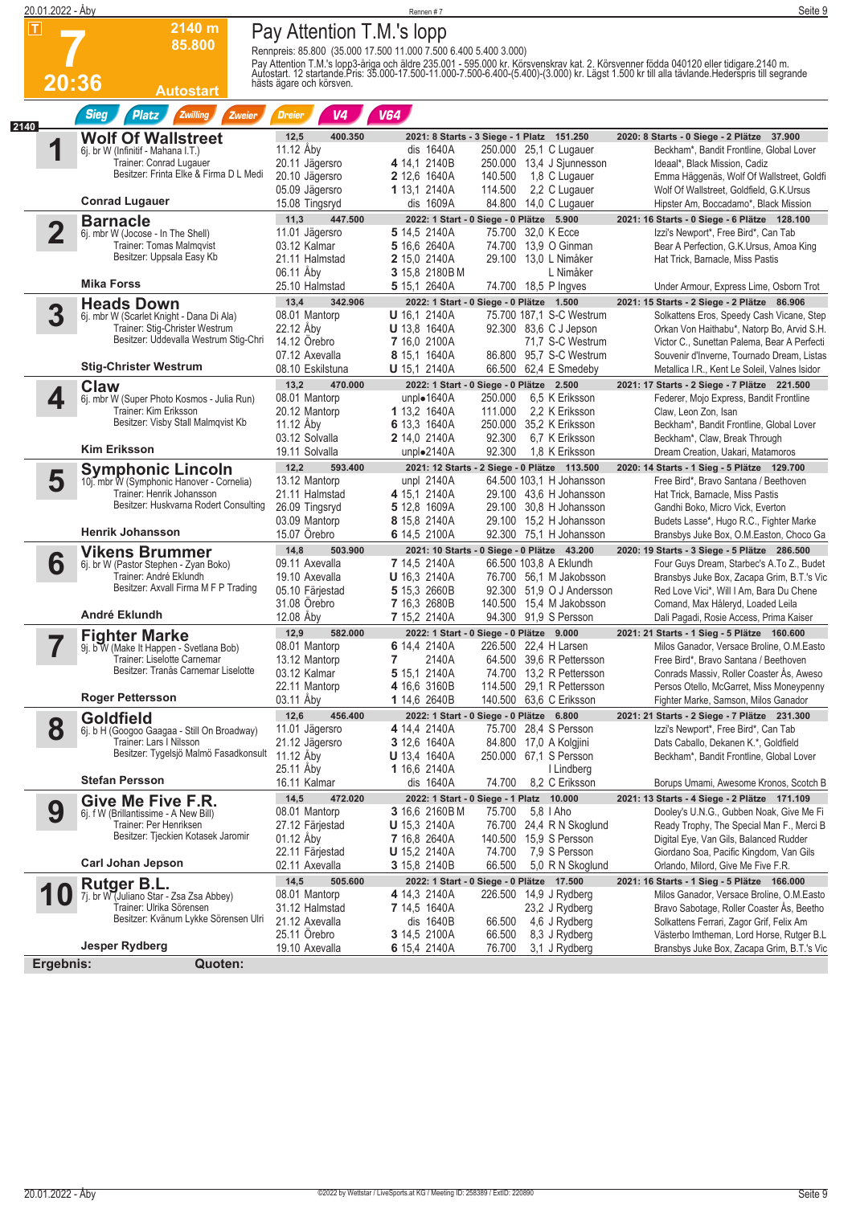# 7 — Pay Attention T.M.'s lopp

**2140 m · 85.800 · 20:36 · Autostart**

Rennpreis: 85.800 (35.000 17.500 11.000 7.500 6.400 5.400 3.000)

Pay Attention T.M.'s lopp3-åriga och äldre 235.001 - 595.000 kr. Körsvenskrav kat. 2. Körsvenner födda 040120 eller tidigare.2140 m. Autostart. 12 startande.Pris: 35.000-17.500-11.000-7.500-6.400-(5.400)-(3.000) kr. Lägst 1.500 kr till alla tävlande.Hederspris till segrande hästs ägare och körsven.

Sieg · Platz · Zwilling · Zweier · Dreier · V4 · V64

---

## 1 Wolf Of Wallstreet
6j. br W (Infinitif - Mahana I.T.)
Trainer: Conrad Lugauer
Besitzer: Frinta Elke & Firma D L Medi
**Conrad Lugauer**

12,5 · 400.350 · 2021: 8 Starts - 3 Siege - 1 Platz 151.250 · 2020: 8 Starts - 0 Siege - 2 Plätze 37.900

| Datum | Bahn | Pl. | Zeit | Dist. | Preis | Quote | Fahrer | Einlauf |
|---|---|---|---|---|---|---|---|---|
| 11.12 | Åby | dis | | 1640A | 250.000 | 25,1 | C Lugauer | Beckham*, Bandit Frontline, Global Lover |
| 20.11 | Jägersro | 4 | 14,1 | 2140B | 250.000 | 13,4 | J Sjunnesson | Ideaal*, Black Mission, Cadiz |
| 20.10 | Jägersro | 2 | 12,6 | 1640A | 140.500 | 1,8 | C Lugauer | Emma Häggenäs, Wolf Of Wallstreet, Goldfi |
| 05.09 | Jägersro | 1 | 13,1 | 2140A | 114.500 | 2,2 | C Lugauer | Wolf Of Wallstreet, Goldfield, G.K.Ursus |
| 15.08 | Tingsryd | dis | | 1609A | 84.800 | 14,0 | C Lugauer | Hipster Am, Boccadamo*, Black Mission |

## 2 Barnacle
6j. mbr W (Jocose - In The Shell)
Trainer: Tomas Malmqvist
Besitzer: Uppsala Easy Kb
**Mika Forss**

11,3 · 447.500 · 2022: 1 Start - 0 Siege - 0 Plätze 5.900 · 2021: 16 Starts - 0 Siege - 6 Plätze 128.100

| Datum | Bahn | Pl. | Zeit | Dist. | Preis | Quote | Fahrer | Einlauf |
|---|---|---|---|---|---|---|---|---|
| 11.01 | Jägersro | 5 | 14,5 | 2140A | 75.700 | 32,0 | K Ecce | Izzi's Newport*, Free Bird*, Can Tab |
| 03.12 | Kalmar | 5 | 16,6 | 2640A | 74.700 | 13,9 | O Ginman | Bear A Perfection, G.K.Ursus, Amoa King |
| 21.11 | Halmstad | 2 | 15,0 | 2140A | 29.100 | 13,0 | L Nimåker | Hat Trick, Barnacle, Miss Pastis |
| 06.11 | Åby | 3 | 15,8 | 2180B M | | | L Nimåker | |
| 25.10 | Halmstad | 5 | 15,1 | 2640A | 74.700 | 18,5 | P Ingves | Under Armour, Express Lime, Osborn Trot |

## 3 Heads Down
6j. mbr W (Scarlet Knight - Dana Di Ala)
Trainer: Stig-Christer Westrum
Besitzer: Uddevalla Westrum Stig-Chri
**Stig-Christer Westrum**

13,4 · 342.906 · 2022: 1 Start - 0 Siege - 0 Plätze 1.500 · 2021: 15 Starts - 2 Siege - 2 Plätze 86.906

| Datum | Bahn | Pl. | Zeit | Dist. | Preis | Quote | Fahrer | Einlauf |
|---|---|---|---|---|---|---|---|---|
| 08.01 | Mantorp | U | 16,1 | 2140A | 75.700 | 187,1 | S-C Westrum | Solkattens Eros, Speedy Cash Vicane, Step |
| 22.12 | Åby | U | 13,8 | 1640A | 92.300 | 83,6 | C J Jepson | Orkan Von Haithabu*, Natorp Bo, Arvid S.H. |
| 14.12 | Örebro | 7 | 16,0 | 2100A | | 71,7 | S-C Westrum | Victor C., Suntan Palema, Bear A Perfecti |
| 07.12 | Axevalla | 8 | 15,1 | 1640A | 86.800 | 95,7 | S-C Westrum | Souvenir d'Inverne, Tournado Dream, Listas |
| 08.10 | Eskilstuna | U | 15,1 | 2140A | 66.500 | 62,4 | E Smedeby | Metallica I.R., Kent Le Soleil, Valnes Isidor |

## 4 Claw
6j. mbr W (Super Photo Kosmos - Julia Run)
Trainer: Kim Eriksson
Besitzer: Visby Stall Malmqvist Kb
**Kim Eriksson**

13,2 · 470.000 · 2022: 1 Start - 0 Siege - 0 Plätze 2.500 · 2021: 17 Starts - 2 Siege - 7 Plätze 221.500

| Datum | Bahn | Pl. | Zeit | Dist. | Preis | Quote | Fahrer | Einlauf |
|---|---|---|---|---|---|---|---|---|
| 08.01 | Mantorp | unpl• | | 1640A | 250.000 | 6,5 | K Eriksson | Federer, Mojo Express, Bandit Frontline |
| 20.12 | Mantorp | 1 | 13,2 | 1640A | 111.000 | 2,2 | K Eriksson | Claw, Leon Zon, Isan |
| 11.12 | Åby | 6 | 13,3 | 1640A | 250.000 | 35,2 | K Eriksson | Beckham*, Bandit Frontline, Global Lover |
| 03.12 | Solvalla | 2 | 14,0 | 2140A | 92.300 | 6,7 | K Eriksson | Beckham*, Claw, Break Through |
| 19.11 | Solvalla | unpl• | | 2140A | 92.300 | 1,8 | K Eriksson | Dream Creation, Uakari, Matamoros |

## 5 Symphonic Lincoln
10j. mbr W (Symphonic Hanover - Cornelia)
Trainer: Henrik Johansson
Besitzer: Huskvarna Rodert Consulting
**Henrik Johansson**

12,2 · 593.400 · 2021: 12 Starts - 2 Siege - 0 Plätze 113.500 · 2020: 14 Starts - 1 Sieg - 5 Plätze 129.700

| Datum | Bahn | Pl. | Zeit | Dist. | Preis | Quote | Fahrer | Einlauf |
|---|---|---|---|---|---|---|---|---|
| 13.12 | Mantorp | unpl | | 2140A | 64.500 | 103,1 | H Johansson | Free Bird*, Bravo Santana / Beethoven |
| 21.11 | Halmstad | 4 | 15,1 | 2140A | 29.100 | 43,6 | H Johansson | Hat Trick, Barnacle, Miss Pastis |
| 26.09 | Tingsryd | 5 | 12,8 | 1609A | 29.100 | 30,8 | H Johansson | Gandhi Boko, Micro Vick, Everton |
| 03.09 | Mantorp | 8 | 15,8 | 2140A | 29.100 | 15,2 | H Johansson | Budets Lasse*, Hugo R.C., Fighter Marke |
| 15.07 | Örebro | 6 | 14,5 | 2100A | 92.300 | 75,1 | H Johansson | Bransbys Juke Box, O.M.Easton, Choco Ga |

## 6 Vikens Brummer
6j. br W (Pastor Stephen - Zyan Boko)
Trainer: André Eklundh
Besitzer: Axvall Firma M F P Trading
**André Eklundh**

14,8 · 503.900 · 2021: 10 Starts - 0 Siege - 0 Plätze 43.200 · 2020: 19 Starts - 3 Siege - 5 Plätze 286.500

| Datum | Bahn | Pl. | Zeit | Dist. | Preis | Quote | Fahrer | Einlauf |
|---|---|---|---|---|---|---|---|---|
| 09.11 | Axevalla | 7 | 14,5 | 2140A | 66.500 | 103,8 | A Eklundh | Four Guys Dream, Starbec's A.To Z., Budet |
| 19.10 | Axevalla | U | 16,3 | 2140A | 76.700 | 56,1 | M Jakobsson | Bransbys Juke Box, Zacapa Grim, B.T.'s Vic |
| 05.10 | Färjestad | 5 | 15,3 | 2660B | 92.300 | 51,9 | O J Andersson | Red Love Vici*, Will I Am, Bara Du Chene |
| 31.08 | Örebro | 7 | 16,3 | 2680B | 140.500 | 15,4 | M Jakobsson | Comand, Max Håleryd, Loaded Leila |
| 12.08 | Åby | 7 | 15,2 | 2140A | 94.300 | 91,9 | S Persson | Dali Pagadi, Rosie Access, Prima Kaiser |

## 7 Fighter Marke
9j. b W (Make It Happen - Svetlana Bob)
Trainer: Liselotte Carnemar
Besitzer: Tranås Carnemar Liselotte
**Roger Pettersson**

12,9 · 582.000 · 2022: 1 Start - 0 Siege - 0 Plätze 9.000 · 2021: 21 Starts - 1 Sieg - 5 Plätze 160.600

| Datum | Bahn | Pl. | Zeit | Dist. | Preis | Quote | Fahrer | Einlauf |
|---|---|---|---|---|---|---|---|---|
| 08.01 | Mantorp | 6 | 14,4 | 2140A | 226.500 | 22,4 | H Larsen | Milos Ganador, Versace Broline, O.M.Easto |
| 13.12 | Mantorp | 7 | | 2140A | 64.500 | 39,6 | R Pettersson | Free Bird*, Bravo Santana / Beethoven |
| 03.12 | Kalmar | 5 | 15,1 | 2140A | 74.700 | 13,2 | R Pettersson | Conrads Massiv, Roller Coaster Ås, Aweso |
| 22.11 | Mantorp | 4 | 16,6 | 3160B | 114.500 | 29,1 | R Pettersson | Persos Otello, McGarret, Miss Moneypenny |
| 03.11 | Åby | 1 | 14,6 | 2640B | 140.500 | 63,6 | C Eriksson | Fighter Marke, Samson, Milos Ganador |

## 8 Goldfield
6j. b H (Googoo Gaagaa - Still On Broadway)
Trainer: Lars I Nilsson
Besitzer: Tygelsjö Malmö Fasadkonsult
**Stefan Persson**

12,6 · 456.400 · 2022: 1 Start - 0 Siege - 0 Plätze 6.800 · 2021: 21 Starts - 2 Siege - 7 Plätze 231.300

| Datum | Bahn | Pl. | Zeit | Dist. | Preis | Quote | Fahrer | Einlauf |
|---|---|---|---|---|---|---|---|---|
| 11.01 | Jägersro | 4 | 14,4 | 2140A | 75.700 | 28,4 | S Persson | Izzi's Newport*, Free Bird*, Can Tab |
| 21.12 | Jägersro | 3 | 12,6 | 1640A | 84.800 | 17,0 | A Kolgjini | Dats Caballo, Dekanen K.*, Goldfield |
| 11.12 | Åby | U | 13,4 | 1640A | 250.000 | 67,1 | S Persson | Beckham*, Bandit Frontline, Global Lover |
| 25.11 | Åby | 1 | 16,6 | 2140A | | | I Lindberg | |
| 16.11 | Kalmar | dis | | 1640A | 74.700 | 8,2 | C Eriksson | Borups Umami, Awesome Kronos, Scotch B |

## 9 Give Me Five F.R.
6j. f W (Brillantissime - A New Bill)
Trainer: Per Henriksen
Besitzer: Tjeckien Kotasek Jaromir
**Carl Johan Jepson**

14,5 · 472.020 · 2022: 1 Start - 0 Siege - 1 Platz 10.000 · 2021: 13 Starts - 4 Siege - 2 Plätze 171.109

| Datum | Bahn | Pl. | Zeit | Dist. | Preis | Quote | Fahrer | Einlauf |
|---|---|---|---|---|---|---|---|---|
| 08.01 | Mantorp | 3 | 16,6 | 2160B M | 75.700 | 5,8 | I Aho | Dooley's U.N.G., Gubben Noak, Give Me Fi |
| 27.12 | Färjestad | U | 15,3 | 2140A | 76.700 | 24,4 | R N Skoglund | Ready Trophy, The Special Man F., Merci B |
| 01.12 | Åby | 7 | 16,8 | 2640A | 140.500 | 15,9 | S Persson | Digital Eye, Van Gils, Balanced Rudder |
| 22.11 | Färjestad | U | 15,2 | 2140A | 74.700 | 7,9 | S Persson | Giordano Soa, Pacific Kingdom, Van Gils |
| 02.11 | Axevalla | 3 | 15,8 | 2140B | 66.500 | 5,0 | R N Skoglund | Orlando, Milord, Give Me Five F.R. |

## 10 Rutger B.L.
7j. br W (Juliano Star - Zsa Zsa Abbey)
Trainer: Ulrika Sörensen
Besitzer: Kvänum Lykke Sörensen Ulri
**Jesper Rydberg**

14,5 · 505.600 · 2022: 1 Start - 0 Siege - 0 Plätze 17.500 · 2021: 16 Starts - 1 Sieg - 5 Plätze 166.000

| Datum | Bahn | Pl. | Zeit | Dist. | Preis | Quote | Fahrer | Einlauf |
|---|---|---|---|---|---|---|---|---|
| 08.01 | Mantorp | 4 | 14,3 | 2140A | 226.500 | 14,9 | J Rydberg | Milos Ganador, Versace Broline, O.M.Easto |
| 31.12 | Halmstad | 7 | 14,5 | 2140A | | 23,2 | J Rydberg | Bravo Santana, Roller Coaster Ås, Beetho |
| 21.12 | Axevalla | dis | | 1640B | 66.500 | 4,6 | J Rydberg | Solkattens Ferrari, Zagor Grif, Felix Am |
| 25.11 | Örebro | 3 | 14,5 | 2100A | 66.500 | 8,3 | J Rydberg | Västerbo Imtheman, Lord Horse, Rutger B.L |
| 19.10 | Axevalla | 6 | 15,4 | 2140A | 76.700 | 3,1 | J Rydberg | Bransbys Juke Box, Zacapa Grim, B.T.'s Vic |

**Ergebnis:** **Quoten:**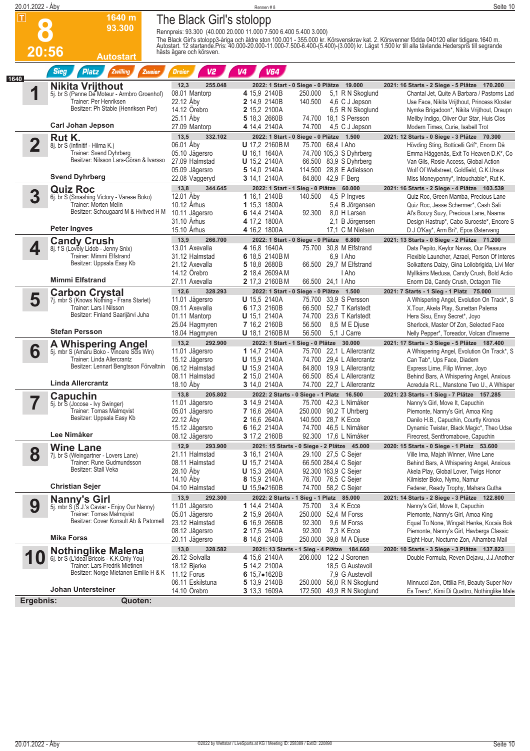# Rennen # 8 — The Black Girl's stolopp

**8** — 20:56 — 1640 m — 93.300 — Autostart

Rennpreis: 93.300 (40.000 20.000 11.000 7.500 6.400 5.400 3.000)

The Black Girl's stolopp3-åriga och äldre ston 100.001 - 355.000 kr. Körsvenskrav kat. 2. Körsvenner födda 040120 eller tidigare.1640 m. Autostart. 12 startande.Pris: 40.000-20.000-11.000-7.500-6.400-(5.400)-(3.000) kr. Lägst 1.500 kr till alla tävlande.Hederspris till segrande hästs ägare och körsven.

Sieg | Platz | Zwilling | Zweier | Dreier | V2 | V4 | V64

1640

---

### 1 Nikita Vrijthout
5j. br S (Panne De Moteur - Armbro Groenhof)
Trainer: Per Henriksen
Besitzer: Ph Stable (Henriksen Per)
**Carl Johan Jepson**

12,3 — 255.048 — 2022: 1 Start - 0 Siege - 0 Plätze 19.000 — 2021: 16 Starts - 2 Siege - 5 Plätze 170.200

| Datum | Bahn | Platz | Zeit | Distanz | Preis | Quote | Fahrer | Einlauf |
|---|---|---|---|---|---|---|---|---|
| 08.01 | Mantorp | 4 | 15,9 | 2140B | 250.000 | 5,1 | R N Skoglund | Chantal Jet, Quite A Barbara / Pastorns Lad |
| 22.12 | Åby | 2 | 14,9 | 2140B | 140.500 | 4,6 | C J Jepson | Use Face, Nikita Vrijthout, Princess Kloster |
| 14.12 | Örebro | 2 | 15,2 | 2100A | | 6,5 | R N Skoglund | Nymke Brigadoon*, Nikita Vrijthout, Draupn |
| 25.11 | Åby | 5 | 18,3 | 2660B | 74.700 | 18,1 | S Persson | Mellby Indigo, Oliver Our Star, Huis Clos |
| 27.09 | Mantorp | 4 | 14,4 | 2140B | 74.700 | 4,5 | C J Jepson | Modern Times, Curie, Isabell Trot |

### 2 Rut K.
8j. br S (Infinitif - Hilma K.)
Trainer: Svend Dyhrberg
Besitzer: Nilsson Lars-Göran & Ivarsso
**Svend Dyhrberg**

13,5 — 332.102 — 2022: 1 Start - 0 Siege - 0 Plätze 1.500 — 2021: 12 Starts - 0 Siege - 3 Plätze 70.300

| Datum | Bahn | Platz | Zeit | Distanz | Preis | Quote | Fahrer | Einlauf |
|---|---|---|---|---|---|---|---|---|
| 06.01 | Åby | U | 17,2 | 2160B M | 75.700 | 68,4 | I Aho | Hövding Sting, Botticelli Grif*, Enorm Dà |
| 05.10 | Jägersro | U | 16,1 | 1640A | 74.700 | 105,3 | S Dyhrberg | Emma Häggenäs, Exit To Heaven D.K*, Co |
| 27.09 | Halmstad | U | 15,2 | 2140A | 66.500 | 83,9 | S Dyhrberg | Van Gils, Rosie Access, Global Action |
| 05.09 | Jägersro | 5 | 14,0 | 2140A | 114.500 | 28,8 | E Adielsson | Wolf Of Wallstreet, Goldfield, G.K.Ursus |
| 22.08 | Vaggeryd | 3 | 14,1 | 2140A | 84.800 | 42,9 | F Berg | Miss Moneypenny*, Intouchable*, Rut K. |

### 3 Quiz Roc
6j. br S (Smashing Victory - Varese Boko)
Trainer: Morten Melin
Besitzer: Schougaard M & Hvitved H M
**Peter Ingves**

13,8 — 344.645 — 2022: 1 Start - 1 Sieg - 0 Plätze 60.000 — 2021: 16 Starts - 2 Siege - 4 Plätze 103.539

| Datum | Bahn | Platz | Zeit | Distanz | Preis | Quote | Fahrer | Einlauf |
|---|---|---|---|---|---|---|---|---|
| 12.01 | Åby | 1 | 16,1 | 2140B | 140.500 | 4,5 | P Ingves | Quiz Roc, Green Mamba, Precious Lane |
| 10.12 | Århus | 1 | 15,3 | 1800A | | 5,4 | B Jörgensen | Quiz Roc, Jesse Schermer*, Cash Sali |
| 10.11 | Jägersro | 6 | 14,4 | 2140A | 92.300 | 8,0 | H Larsen | Al's Boozy Suzy, Precious Lane, Naama |
| 31.10 | Århus | 4 | 17,2 | 1800A | | 2,1 | B Jörgensen | Design Hastrup*, Cabo Suroeste*, Encore S |
| 15.10 | Århus | 4 | 16,2 | 1800A | | 17,1 | C M Nielsen | D J O'Kay*, Arm Bri*, Epos Østervang |

### 4 Candy Crush
8j. f S (Lovely Lidob - Jenny Snix)
Trainer: Mimmi Elfstrand
Besitzer: Uppsala Easy Kb
**Mimmi Elfstrand**

13,9 — 266.700 — 2022: 1 Start - 0 Siege - 0 Plätze 6.800 — 2021: 13 Starts - 0 Siege - 2 Plätze 71.200

| Datum | Bahn | Platz | Zeit | Distanz | Preis | Quote | Fahrer | Einlauf |
|---|---|---|---|---|---|---|---|---|
| 13.01 | Axevalla | 4 | 16,8 | 1640A | 75.700 | 30,8 | M Elfstrand | Dats Pepito, Keylor Navas, Our Pleasure |
| 31.12 | Halmstad | 6 | 18,5 | 2140B M | | 6,9 | I Aho | Flexible Launcher, Azrael, Person Of Interes |
| 21.12 | Axevalla | 5 | 18,8 | 2680B | 66.500 | 29,7 | M Elfstrand | Solkattens Daizy, Gina Lollobrigida, Livi Mer |
| 14.12 | Örebro | 2 | 18,4 | 2609A M | | | I Aho | Myllkärrs Medusa, Candy Crush, Bold Actio |
| 27.11 | Axevalla | 2 | 17,3 | 2160B M | 66.500 | 24,1 | I Aho | Enorm Dà, Candy Crush, Octagon Tile |

### 5 Carbon Crystal
7j. mbr S (Knows Nothing - Frans Starlet)
Trainer: Lars I Nilsson
Besitzer: Finland Saarijärvi Juha
**Stefan Persson**

12,6 — 328.293 — 2022: 1 Start - 0 Siege - 0 Plätze 1.500 — 2021: 7 Starts - 1 Sieg - 1 Platz 75.000

| Datum | Bahn | Platz | Zeit | Distanz | Preis | Quote | Fahrer | Einlauf |
|---|---|---|---|---|---|---|---|---|
| 11.01 | Jägersro | U | 15,5 | 2140A | 75.700 | 33,9 | S Persson | A Whispering Angel, Evolution On Track*, S |
| 09.11 | Axevalla | 6 | 17,3 | 2160B | 66.500 | 52,7 | T Karlstedt | X.Tour, Akela Play, Sunettan Palema |
| 01.11 | Mantorp | U | 15,1 | 2140A | 74.700 | 23,6 | T Karlstedt | Hera Sisu, Envy Secret*, Joyo |
| 25.04 | Hagmyren | 7 | 16,2 | 2160B | 56.500 | 8,5 | M E Djuse | Sherlock, Master Of Zon, Selected Face |
| 18.04 | Hagmyren | U | 18,1 | 2160B M | 56.500 | 5,1 | J Carre | Nelly Pepper*, Toreador, Volcan d'Inverne |

### 6 A Whispering Angel
5j. mbr S (Amaru Boko - Vincere Scis Win)
Trainer: Linda Allercrantz
Besitzer: Lennart Bengtsson Förvaltnin
**Linda Allercrantz**

13,2 — 292.900 — 2022: 1 Start - 1 Sieg - 0 Plätze 30.000 — 2021: 17 Starts - 3 Siege - 5 Plätze 187.400

| Datum | Bahn | Platz | Zeit | Distanz | Preis | Quote | Fahrer | Einlauf |
|---|---|---|---|---|---|---|---|---|
| 11.01 | Jägersro | 1 | 14,7 | 2140A | 75.700 | 22,1 | L Allercrantz | A Whispering Angel, Evolution On Track*, S |
| 15.12 | Jägersro | U | 15,9 | 2140A | 74.700 | 29,4 | L Allercrantz | Can Tab*, Ups Face, Diadem |
| 06.12 | Halmstad | U | 15,9 | 2140A | 84.800 | 19,9 | L Allercrantz | Express Lime, Filip Winner, Joyo |
| 08.11 | Halmstad | 2 | 15,0 | 2140A | 66.500 | 85,4 | L Allercrantz | Behind Bars, A Whispering Angel, Anxious |
| 18.10 | Åby | 3 | 14,0 | 2140A | 74.700 | 22,7 | L Allercrantz | Acredula R.L., Manstone Two U., A Whisper |

### 7 Capuchin
5j. br S (Jocose - Ivy Swinger)
Trainer: Tomas Malmqvist
Besitzer: Uppsala Easy Kb
**Lee Nimåker**

13,8 — 205.802 — 2022: 2 Starts - 0 Siege - 1 Platz 16.500 — 2021: 23 Starts - 1 Sieg - 7 Plätze 157.285

| Datum | Bahn | Platz | Zeit | Distanz | Preis | Quote | Fahrer | Einlauf |
|---|---|---|---|---|---|---|---|---|
| 11.01 | Jägersro | 3 | 14,9 | 2140A | 75.700 | 42,3 | L Nimåker | Nanny's Girl, Move It, Capuchin |
| 05.01 | Jägersro | 7 | 16,6 | 2640A | 250.000 | 90,2 | T Uhrberg | Piemonte, Nanny's Girl, Amoa King |
| 22.12 | Åby | 2 | 16,6 | 2640A | 140.500 | 28,7 | K Ecce | Danilo H.B., Capuchin, Courtly Kronos |
| 15.12 | Jägersro | 6 | 16,2 | 2140A | 74.700 | 46,5 | L Nimåker | Dynamic Twister, Black Magic*, Theo Udse |
| 08.12 | Jägersro | 3 | 17,2 | 2160B | 92.300 | 17,6 | L Nimåker | Firecrest, Sentfromabove, Capuchin |

### 8 Wine Lane
7j. br S (Weingartner - Lovers Lane)
Trainer: Rune Gudmundsson
Besitzer: Stall Veka
**Christian Sejer**

12,9 — 293.900 — 2021: 15 Starts - 0 Siege - 2 Plätze 45.000 — 2020: 15 Starts - 0 Siege - 1 Platz 53.600

| Datum | Bahn | Platz | Zeit | Distanz | Preis | Quote | Fahrer | Einlauf |
|---|---|---|---|---|---|---|---|---|
| 21.11 | Halmstad | 3 | 16,1 | 2140A | 29.100 | 27,5 | C Sejer | Ville Ima, Majah Winner, Wine Lane |
| 08.11 | Halmstad | U | 15,7 | 2140A | 66.500 | 284,4 | C Sejer | Behind Bars, A Whispering Angel, Anxious |
| 28.10 | Åby | U | 15,3 | 2640A | 92.300 | 163,9 | C Sejer | Akela Play, Global Lover, Twigs Honor |
| 14.10 | Åby | 8 | 15,9 | 2140B | 76.700 | 76,5 | C Sejer | Kilmister Boko, Nymo, Namur |
| 04.10 | Halmstad | U | 15,9● | 2160B | 74.700 | 58,2 | C Sejer | Federer, Ready Trophy, Mahara Gutha |

### 9 Nanny's Girl
5j. mbr S (S.J.'s Caviar - Enjoy Our Nanny)
Trainer: Tomas Malmqvist
Besitzer: Cover Konsult Ab & Patomell
**Mika Forss**

13,9 — 292.300 — 2022: 2 Starts - 1 Sieg - 1 Platz 85.000 — 2021: 14 Starts - 2 Siege - 3 Plätze 122.800

| Datum | Bahn | Platz | Zeit | Distanz | Preis | Quote | Fahrer | Einlauf |
|---|---|---|---|---|---|---|---|---|
| 11.01 | Jägersro | 1 | 14,4 | 2140A | 75.700 | 3,4 | K Ecce | Nanny's Girl, Move It, Capuchin |
| 05.01 | Jägersro | 2 | 15,9 | 2640A | 250.000 | 52,4 | M Forss | Piemonte, Nanny's Girl, Amoa King |
| 23.12 | Halmstad | 6 | 16,9 | 2660B | 92.300 | 9,6 | M Forss | Equal To None, Wingait Henke, Kocsis Bok |
| 08.12 | Jägersro | 2 | 17,5 | 2640A | 92.300 | 7,3 | K Ecce | Piemonte, Nanny's Girl, Havbergs Classic |
| 20.11 | Jägersro | 8 | 14,6 | 2140B | 250.000 | 39,8 | M A Djuse | Eight Hour, Nocturne Zon, Alhambra Mail |

### 10 Nothinglike Malena
6j. br S (L'ideal Bricois - K.K.Only You)
Trainer: Lars Fredrik Mietinen
Besitzer: Norge Mietanen Emilie H & K
**Johan Untersteiner**

13,0 — 328.582 — 2021: 13 Starts - 1 Sieg - 4 Plätze 184.660 — 2020: 10 Starts - 3 Siege - 3 Plätze 137.823

| Datum | Bahn | Platz | Zeit | Distanz | Preis | Quote | Fahrer | Einlauf |
|---|---|---|---|---|---|---|---|---|
| 26.12 | Solvalla | 4 | 15,6 | 2140A | 206.000 | 12,2 | J Soronen | Double Formula, Reven Dejavu, J.J.Another |
| 18.12 | Bjerke | 5 | 14,2 | 2100A | | 18,5 | G Austevoll | |
| 11.12 | Forus | 6 | 15,7● | 1620B | | 7,9 | G Austevoll | |
| 06.11 | Eskilstuna | 5 | 13,9 | 2140B | 250.000 | 56,0 | R N Skoglund | Minnucci Zon, Ottilia Fri, Beauty Super Nov |
| 14.10 | Örebro | 3 | 13,3 | 1609A | 172.500 | 49,9 | R N Skoglund | Es Trenc*, Kimi Di Quattro, Nothinglike Male |

**Ergebnis:** **Quoten:**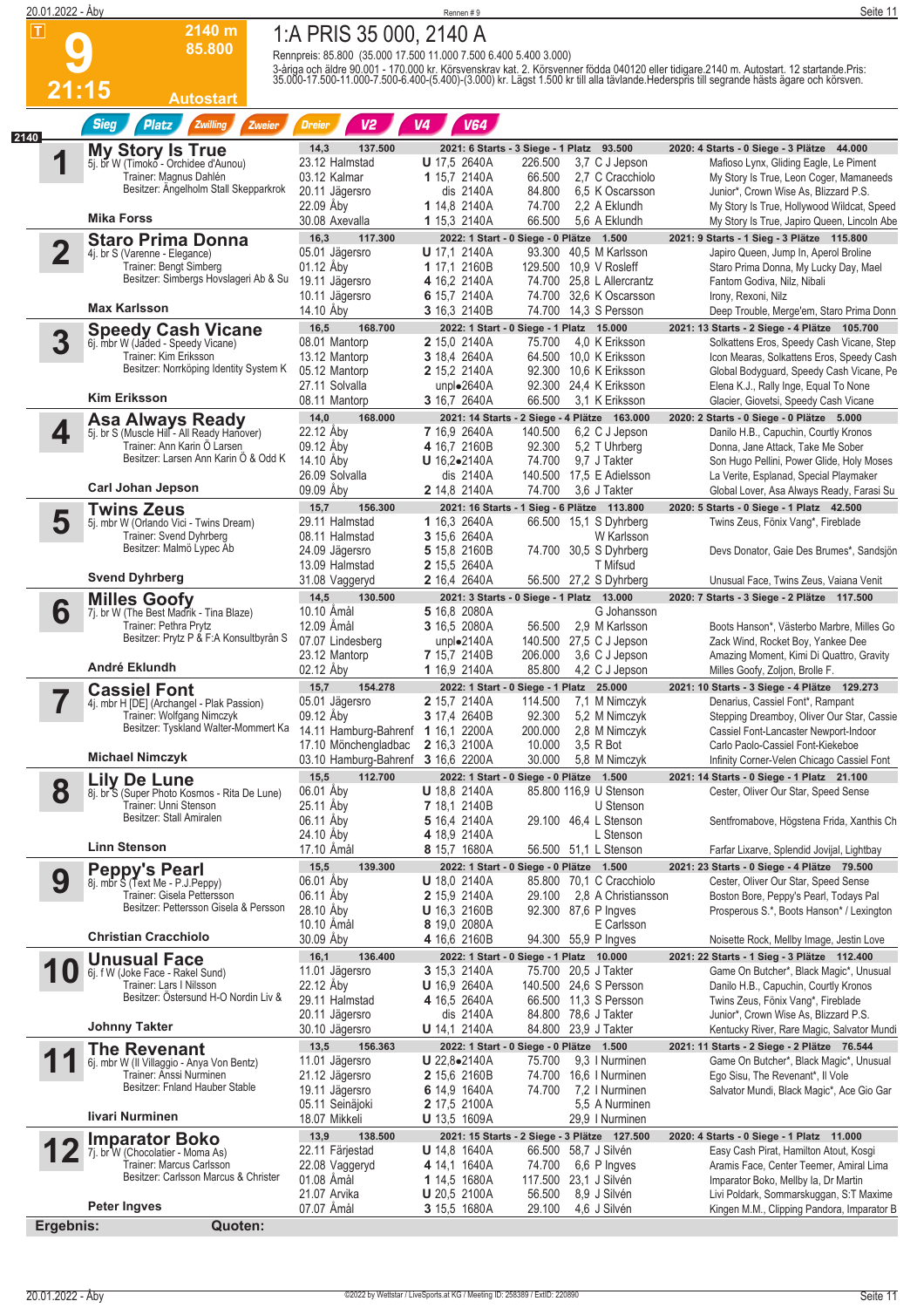# 9 — 21:15 — 2140 m — 85.800 — Autostart

## 1:A PRIS 35 000, 2140 A

Rennpreis: 85.800 (35.000 17.500 11.000 7.500 6.400 5.400 3.000)

3-åriga och äldre 90.001 - 170.000 kr. Körsvenskrav kat. 2. Körsvenner födda 040120 eller tidigare.2140 m. Autostart. 12 startande.Pris: 35.000-17.500-11.000-7.500-6.400-(5.400)-(3.000) kr. Lägst 1.500 kr till alla tävlande.Hederspris till segrande hästs ägare och körsven.

Sieg | Platz | Zwilling | Zweier | Dreier | V2 | V4 | V64

---

### 1 My Story Is True
5j. br W (Timoko - Orchidee d'Aunou)
Trainer: Magnus Dahlén
Besitzer: Ängelholm Stall Skepparkrok
**Mika Forss**

14,3 — 137.500 | 2021: 6 Starts - 3 Siege - 1 Platz 93.500 | 2020: 4 Starts - 0 Siege - 3 Plätze 44.000

| Datum | Bahn | Pl. | Zeit | Dist. | Preis | Quote | Fahrer | Ersten |
|---|---|---|---|---|---|---|---|---|
| 23.12 | Halmstad | U | 17,5 | 2640A | 226.500 | 3,7 | C J Jepson | Mafioso Lynx, Gliding Eagle, Le Piment |
| 13.12 | Kalmar | 1 | 15,7 | 2140A | 66.500 | 2,7 | C Cracchiolo | My Story Is True, Leon Coger, Mamaneeds |
| 20.11 | Jägersro | dis | | 2140A | 84.800 | 6,5 | K Oscarsson | Junior*, Crown Wise As, Blizzard P.S. |
| 22.09 | Åby | 1 | 14,8 | 2140A | 74.700 | 2,2 | A Eklundh | My Story Is True, Hollywood Wildcat, Speed |
| 30.08 | Axevalla | 1 | 15,3 | 2140A | 66.500 | 5,6 | A Eklundh | My Story Is True, Japiro Queen, Lincoln Abe |

### 2 Staro Prima Donna
4j. br S (Varenne - Elegance)
Trainer: Bengt Simberg
Besitzer: Simbergs Hovslageri Ab & Su
**Max Karlsson**

16,3 — 117.300 | 2022: 1 Start - 0 Siege - 0 Plätze 1.500 | 2021: 9 Starts - 1 Sieg - 3 Plätze 115.800

| Datum | Bahn | Pl. | Zeit | Dist. | Preis | Quote | Fahrer | Ersten |
|---|---|---|---|---|---|---|---|---|
| 05.01 | Jägersro | U | 17,1 | 2140A | 93.300 | 40,5 | M Karlsson | Japiro Queen, Jump In, Aperol Broline |
| 01.12 | Åby | 1 | 17,1 | 2160B | 129.500 | 10,9 | V Rosleff | Staro Prima Donna, My Lucky Day, Mael |
| 19.11 | Jägersro | 4 | 16,2 | 2140A | 74.700 | 25,8 | L Allercrantz | Fantom Godiva, Nilz, Nibali |
| 10.11 | Jägersro | 6 | 15,7 | 2140A | 74.700 | 32,6 | K Oscarsson | Irony, Rexoni, Nilz |
| 14.10 | Åby | 3 | 16,3 | 2140B | 74.700 | 14,3 | S Persson | Deep Trouble, Merge'em, Staro Prima Donn |

### 3 Speedy Cash Vicane
6j. mbr W (Jaded - Speedy Vicane)
Trainer: Kim Eriksson
Besitzer: Norrköping Identity System K
**Kim Eriksson**

16,5 — 168.700 | 2022: 1 Start - 0 Siege - 1 Platz 15.000 | 2021: 13 Starts - 2 Siege - 4 Plätze 105.700

| Datum | Bahn | Pl. | Zeit | Dist. | Preis | Quote | Fahrer | Ersten |
|---|---|---|---|---|---|---|---|---|
| 08.01 | Mantorp | 2 | 15,0 | 2140A | 75.700 | 4,0 | K Eriksson | Solkattens Eros, Speedy Cash Vicane, Step |
| 13.12 | Mantorp | 3 | 18,4 | 2640A | 64.500 | 10,0 | K Eriksson | Icon Mearas, Solkattens Eros, Speedy Cash |
| 05.12 | Mantorp | 2 | 15,2 | 2140A | 92.300 | 10,6 | K Eriksson | Global Bodyguard, Speedy Cash Vicane, Pe |
| 27.11 | Solvalla | unpl● | | 2640A | 92.300 | 24,4 | K Eriksson | Elena K.J., Rally Inge, Equal To None |
| 08.11 | Mantorp | 3 | 16,7 | 2640A | 66.500 | 3,1 | K Eriksson | Glacier, Giovetsi, Speedy Cash Vicane |

### 4 Asa Always Ready
5j. br S (Muscle Hill - All Ready Hanover)
Trainer: Ann Karin Ö Larsen
Besitzer: Larsen Ann Karin Ö & Odd K
**Carl Johan Jepson**

14,0 — 168.000 | 2021: 14 Starts - 2 Siege - 4 Plätze 163.000 | 2020: 2 Starts - 0 Siege - 0 Plätze 5.000

| Datum | Bahn | Pl. | Zeit | Dist. | Preis | Quote | Fahrer | Ersten |
|---|---|---|---|---|---|---|---|---|
| 22.12 | Åby | 7 | 16,9 | 2640A | 140.500 | 6,2 | C J Jepson | Danilo H.B., Capuchin, Courtly Kronos |
| 09.12 | Åby | 4 | 16,7 | 2160B | 92.300 | 5,2 | T Uhrberg | Donna, Jane Attack, Take Me Sober |
| 14.10 | Åby | U | 16,2● | 2140A | 74.700 | 9,7 | J Takter | Son Hugo Pellini, Power Glide, Holy Moses |
| 26.09 | Solvalla | dis | | 2140A | 140.500 | 17,5 | E Adielsson | La Verite, Esplanad, Special Playmaker |
| 09.09 | Åby | 2 | 14,8 | 2140A | 74.700 | 3,6 | J Takter | Global Lover, Asa Always Ready, Farasi Su |

### 5 Twins Zeus
5j. mbr W (Orlando Vici - Twins Dream)
Trainer: Svend Dyhrberg
Besitzer: Malmö Lypec Ab
**Svend Dyhrberg**

15,7 — 156.300 | 2021: 16 Starts - 1 Sieg - 6 Plätze 113.800 | 2020: 5 Starts - 0 Siege - 1 Platz 42.500

| Datum | Bahn | Pl. | Zeit | Dist. | Preis | Quote | Fahrer | Ersten |
|---|---|---|---|---|---|---|---|---|
| 29.11 | Halmstad | 1 | 16,3 | 2640A | 66.500 | 15,1 | S Dyhrberg | Twins Zeus, Fönix Vang*, Fireblade |
| 08.11 | Halmstad | 3 | 15,6 | 2640A | | | W Karlsson | |
| 24.09 | Jägersro | 5 | 15,8 | 2160B | 74.700 | 30,5 | S Dyhrberg | Devs Donator, Gaie Des Brumes*, Sandsjön |
| 13.09 | Halmstad | 2 | 15,5 | 2640A | | | T Mifsud | |
| 31.08 | Vaggeryd | 2 | 16,4 | 2640A | 56.500 | 27,2 | S Dyhrberg | Unusual Face, Twins Zeus, Vaiana Venit |

### 6 Milles Goofy
7j. br W (The Best Madrik - Tina Blaze)
Trainer: Pethra Prytz
Besitzer: Prytz P & F:A Konsultbyrån S
**André Eklundh**

14,5 — 130.500 | 2021: 3 Starts - 0 Siege - 1 Platz 13.000 | 2020: 7 Starts - 3 Siege - 2 Plätze 117.500

| Datum | Bahn | Pl. | Zeit | Dist. | Preis | Quote | Fahrer | Ersten |
|---|---|---|---|---|---|---|---|---|
| 10.10 | Åmål | 5 | 16,8 | 2080A | | | G Johansson | |
| 12.09 | Åmål | 3 | 16,5 | 2080A | 56.500 | 2,9 | M Karlsson | Boots Hanson*, Västerbo Marbre, Milles Go |
| 07.07 | Lindesberg | unpl● | | 2140A | 140.500 | 27,5 | C J Jepson | Zack Wind, Rocket Boy, Yankee Dee |
| 23.12 | Mantorp | 7 | 15,7 | 2140B | 206.000 | 3,6 | C J Jepson | Amazing Moment, Kimi Di Quattro, Gravity |
| 02.12 | Åby | 1 | 16,9 | 2140A | 85.800 | 4,2 | C J Jepson | Milles Goofy, Zoljon, Brolle F. |

### 7 Cassiel Font
4j. mbr H [DE] (Archangel - Plak Passion)
Trainer: Wolfgang Nimczyk
Besitzer: Tyskland Walter-Mommert Ka
**Michael Nimczyk**

15,7 — 154.278 | 2022: 1 Start - 0 Siege - 1 Platz 25.000 | 2021: 10 Starts - 3 Siege - 4 Plätze 129.273

| Datum | Bahn | Pl. | Zeit | Dist. | Preis | Quote | Fahrer | Ersten |
|---|---|---|---|---|---|---|---|---|
| 05.01 | Jägersro | 2 | 15,7 | 2140A | 114.500 | 7,1 | M Nimczyk | Denarius, Cassiel Font*, Rampant |
| 09.12 | Åby | 3 | 17,4 | 2640B | 92.300 | 5,2 | M Nimczyk | Stepping Dreamboy, Oliver Our Star, Cassie |
| 14.11 | Hamburg-Bahrenf | 1 | 16,1 | 2200A | 200.000 | 2,8 | M Nimczyk | Cassiel Font-Lancaster Newport-Indoor |
| 17.10 | Mönchengladbac | 2 | 16,3 | 2100A | 10.000 | 3,5 | R Bot | Carlo Paolo-Cassiel Font-Kiekeboe |
| 03.10 | Hamburg-Bahrenf | 3 | 16,6 | 2200A | 30.000 | 5,8 | M Nimczyk | Infinity Corner-Velen Chicago Cassiel Font |

### 8 Lily De Lune
8j. br S (Super Photo Kosmos - Rita De Lune)
Trainer: Unni Stenson
Besitzer: Stall Amiralen
**Linn Stenson**

15,5 — 112.700 | 2022: 1 Start - 0 Siege - 0 Plätze 1.500 | 2021: 14 Starts - 0 Siege - 1 Platz 21.100

| Datum | Bahn | Pl. | Zeit | Dist. | Preis | Quote | Fahrer | Ersten |
|---|---|---|---|---|---|---|---|---|
| 06.01 | Åby | U | 18,8 | 2140A | 85.800 | 116,9 | U Stenson | Cester, Oliver Our Star, Speed Sense |
| 25.11 | Åby | 7 | 18,1 | 2140B | | | U Stenson | |
| 06.11 | Åby | 5 | 16,4 | 2140A | 29.100 | 46,4 | L Stenson | Sentfromabove, Högstena Frida, Xanthis Ch |
| 24.10 | Åby | 4 | 18,9 | 2140A | | | L Stenson | |
| 17.10 | Åmål | 8 | 15,7 | 1680A | 56.500 | 51,1 | L Stenson | Farfar Lixarve, Splendid Jovijal, Lightbay |

### 9 Peppy's Pearl
8j. mbr S (Text Me - P.J.Peppy)
Trainer: Gisela Pettersson
Besitzer: Pettersson Gisela & Persson
**Christian Cracchiolo**

15,5 — 139.300 | 2022: 1 Start - 0 Siege - 0 Plätze 1.500 | 2021: 23 Starts - 0 Siege - 4 Plätze 79.500

| Datum | Bahn | Pl. | Zeit | Dist. | Preis | Quote | Fahrer | Ersten |
|---|---|---|---|---|---|---|---|---|
| 06.01 | Åby | U | 18,0 | 2140A | 85.800 | 70,1 | C Cracchiolo | Cester, Oliver Our Star, Speed Sense |
| 06.11 | Åby | 2 | 15,9 | 2140A | 29.100 | 2,8 | A Christiansson | Boston Bore, Peppy's Pearl, Todays Pal |
| 28.10 | Åby | U | 16,3 | 2160B | 92.300 | 87,6 | P Ingves | Prosperous S.*, Boots Hanson* / Lexington |
| 10.10 | Åmål | 8 | 19,0 | 2080A | | | E Carlsson | |
| 30.09 | Åby | 4 | 16,6 | 2160B | 94.300 | 55,9 | P Ingves | Noisette Rock, Mellby Image, Jestin Love |

### 10 Unusual Face
6j. f W (Joke Face - Rakel Sund)
Trainer: Lars I Nilsson
Besitzer: Östersund H-O Nordin Liv &
**Johnny Takter**

16,1 — 136.400 | 2022: 1 Start - 0 Siege - 1 Platz 10.000 | 2021: 22 Starts - 1 Sieg - 3 Plätze 112.400

| Datum | Bahn | Pl. | Zeit | Dist. | Preis | Quote | Fahrer | Ersten |
|---|---|---|---|---|---|---|---|---|
| 11.01 | Jägersro | 3 | 15,3 | 2140A | 75.700 | 20,5 | J Takter | Game On Butcher*, Black Magic*, Unusual |
| 22.12 | Åby | U | 16,9 | 2640A | 140.500 | 24,6 | S Persson | Danilo H.B., Capuchin, Courtly Kronos |
| 29.11 | Halmstad | 4 | 16,5 | 2640A | 66.500 | 11,3 | S Persson | Twins Zeus, Fönix Vang*, Fireblade |
| 20.11 | Jägersro | dis | | 2140A | 84.800 | 78,6 | J Takter | Junior*, Crown Wise As, Blizzard P.S. |
| 30.10 | Jägersro | U | 14,1 | 2140A | 84.800 | 23,9 | J Takter | Kentucky River, Rare Magic, Salvator Mundi |

### 11 The Revenant
6j. mbr W (Il Villaggio - Anya Von Bentz)
Trainer: Anssi Nurminen
Besitzer: Fnland Hauber Stable
**Iivari Nurminen**

13,5 — 156.363 | 2022: 1 Start - 0 Siege - 0 Plätze 1.500 | 2021: 11 Starts - 2 Siege - 2 Plätze 76.544

| Datum | Bahn | Pl. | Zeit | Dist. | Preis | Quote | Fahrer | Ersten |
|---|---|---|---|---|---|---|---|---|
| 11.01 | Jägersro | U | 22,8● | 2140A | 75.700 | 9,3 | I Nurminen | Game On Butcher*, Black Magic*, Unusual |
| 21.12 | Jägersro | 2 | 15,6 | 2160B | 74.700 | 16,6 | I Nurminen | Ego Sisu, The Revenant*, Il Vole |
| 19.11 | Jägersro | 6 | 14,9 | 1640A | 74.700 | 7,2 | I Nurminen | Salvator Mundi, Black Magic*, Ace Gio Gar |
| 05.11 | Seinäjoki | 2 | 17,5 | 2100A | | 5,5 | A Nurminen | |
| 18.07 | Mikkeli | U | 13,5 | 1609A | | 29,9 | I Nurminen | |

### 12 Imparator Boko
7j. br W (Chocolatier - Moma As)
Trainer: Marcus Carlsson
Besitzer: Carlsson Marcus & Christer
**Peter Ingves**

13,9 — 138.500 | 2021: 15 Starts - 2 Siege - 3 Plätze 127.500 | 2020: 4 Starts - 0 Siege - 1 Platz 11.000

| Datum | Bahn | Pl. | Zeit | Dist. | Preis | Quote | Fahrer | Ersten |
|---|---|---|---|---|---|---|---|---|
| 22.11 | Färjestad | U | 14,8 | 1640A | 66.500 | 58,7 | J Silvén | Easy Cash Pirat, Hamilton Atout, Kosgi |
| 22.08 | Vaggeryd | 4 | 14,1 | 1640A | 74.700 | 6,6 | P Ingves | Aramis Face, Center Teemer, Amiral Lima |
| 01.08 | Åmål | 1 | 14,5 | 1680A | 117.500 | 23,1 | J Silvén | Imparator Boko, Mellby Ia, Dr Martin |
| 21.07 | Arvika | U | 20,5 | 2100A | 56.500 | 8,9 | J Silvén | Livi Poldark, Sommarskuggan, S:T Maxime |
| 07.07 | Åmål | 3 | 15,5 | 1680A | 29.100 | 4,6 | J Silvén | Kingen M.M., Clipping Pandora, Imparator B |

**Ergebnis:** | **Quoten:**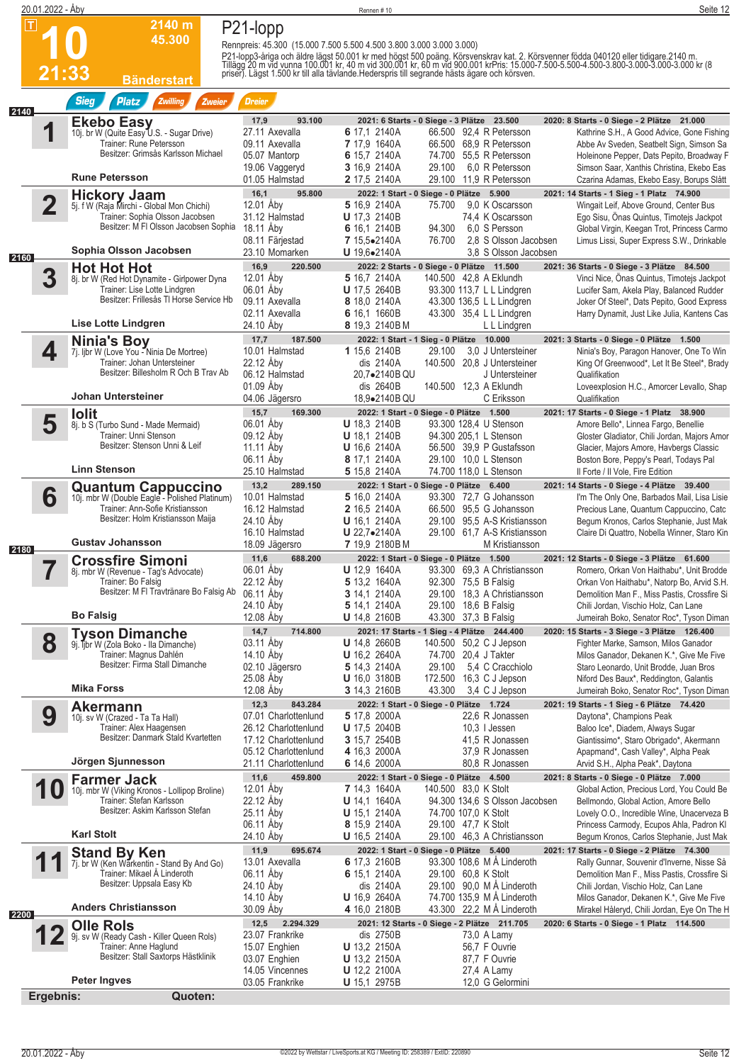# 10 — 21:33 — 2140 m — 45.300 — Bänderstart

## P21-lopp

Rennpreis: 45.300 (15.000 7.500 5.500 4.500 3.800 3.000 3.000 3.000)

P21-lopp3-åriga och äldre lägst 50.001 kr med högst 500 poäng. Körsvenskrav kat. 2. Körsvenner födda 040120 eller tidigare.2140 m. Tillägg 20 m vid vunna 100.001 kr, 40 m vid 300.001 kr, 60 m vid 900.001 krPris: 15.000-7.500-5.500-4.500-3.800-3.000-3.000-3.000 kr (8 priser). Lägst 1.500 kr till alla tävlande.Hederspris till segrande hästs ägare och körsven.

Sieg | Platz | Zwilling | Zweier | Dreier

### 2140

**1 Ekebo Easy** — 17,9 — 93.100
10j. br W (Quite Easy U.S. - Sugar Drive)
Trainer: Rune Petersson
Besitzer: Grimsås Karlsson Michael
**Rune Petersson**

2021: 6 Starts - 0 Siege - 3 Plätze 23.500 | 2020: 8 Starts - 0 Siege - 2 Plätze 21.000

| | | | | | | | |
|---|---|---|---|---|---|---|---|
| 27.11 Axevalla | 6 | 17,1 2140A | 66.500 | 92,4 | R Petersson | Kathrine S.H., A Good Advice, Gone Fishing |
| 09.11 Axevalla | 7 | 17,9 1640A | 66.500 | 68,9 | R Petersson | Abbe Av Sveden, Seatbelt Sign, Simson Sa |
| 05.07 Mantorp | 6 | 15,7 2140A | 74.700 | 55,5 | R Petersson | Holeinone Pepper, Dats Pepito, Broadway F |
| 19.06 Vaggeryd | 3 | 16,9 2140A | 29.100 | 6,0 | R Petersson | Simson Saar, Xanthis Christina, Ekebo Eas |
| 01.05 Halmstad | 2 | 17,5 2140A | 29.100 | 11,9 | R Petersson | Czarina Adamas, Ekebo Easy, Borups Slätt |

**2 Hickory Jaam** — 16,1 — 95.800
5j. f W (Raja Mirchi - Global Mon Chichi)
Trainer: Sophia Olsson Jacobsen
Besitzer: M Fl Olsson Jacobsen Sophia
**Sophia Olsson Jacobsen**

2022: 1 Start - 0 Siege - 0 Plätze 5.900 | 2021: 14 Starts - 1 Sieg - 1 Platz 74.900

| | | | | | | |
|---|---|---|---|---|---|---|
| 12.01 Åby | 5 16,9 2140A | 75.700 | 9,0 | K Oscarsson | Wingait Leif, Above Ground, Center Bus |
| 31.12 Halmstad | U 17,3 2140B | | 74,4 | K Oscarsson | Ego Sisu, Önas Quintus, Timotejs Jackpot |
| 18.11 Åby | 6 16,1 2140B | 94.300 | 6,0 | S Persson | Global Virgin, Keegan Trot, Princess Carmo |
| 08.11 Färjestad | 7 15,5•2140A | 76.700 | 2,8 | S Olsson Jacobsen | Limus Lissi, Super Express S.W., Drinkable |
| 23.10 Momarken | U 19,6•2140A | | 3,8 | S Olsson Jacobsen | |

### 2160

**3 Hot Hot Hot** — 16,9 — 220.500
8j. br W (Red Hot Dynamite - Girlpower Dyna)
Trainer: Lise Lotte Lindgren
Besitzer: Frillesås Tl Horse Service Hb
**Lise Lotte Lindgren**

2022: 2 Starts - 0 Siege - 0 Plätze 11.500 | 2021: 36 Starts - 0 Siege - 3 Plätze 84.500

| | | | | | | |
|---|---|---|---|---|---|---|
| 12.01 Åby | 5 16,7 2140A | 140.500 | 42,8 | A Eklundh | Vinci Nice, Önas Quintus, Timotejs Jackpot |
| 06.01 Åby | U 17,5 2640B | 93.300 | 113,7 | L L Lindgren | Lucifer Sam, Akela Play, Balanced Rudder |
| 09.11 Axevalla | 8 18,0 2140A | 43.300 | 136,5 | L L Lindgren | Joker Of Steel*, Dats Pepito, Good Express |
| 02.11 Axevalla | 6 16,1 1660B | 43.300 | 35,4 | L L Lindgren | Harry Dynamit, Just Like Julia, Kantens Cas |
| 24.10 Åby | 8 19,3 2140B M | | | L L Lindgren | |

**4 Ninia's Boy** — 17,7 — 187.500
7j. ljbr W (Love You - Ninia De Mortree)
Trainer: Johan Untersteiner
Besitzer: Billesholm R Och B Trav Ab
**Johan Untersteiner**

2022: 1 Start - 1 Sieg - 0 Plätze 10.000 | 2021: 3 Starts - 0 Siege - 0 Plätze 1.500

| | | | | | | |
|---|---|---|---|---|---|---|
| 10.01 Halmstad | 1 15,6 2140B | 29.100 | 3,0 | J Untersteiner | Ninia's Boy, Paragon Hanover, One To Win |
| 22.12 Åby | dis 2140A | 140.500 | 20,8 | J Untersteiner | King Of Greenwood*, Let It Be Steel*, Brady |
| 06.12 Halmstad | 20,7•2140B QU | | | J Untersteiner | Qualifikation |
| 01.09 Åby | dis 2640B | 140.500 | 12,3 | A Eklundh | Loveexplosion H.C., Amorcer Levallo, Shap |
| 04.06 Jägersro | 18,9•2140B QU | | | C Eriksson | Qualifikation |

**5 Iolit** — 15,7 — 169.300
8j. b S (Turbo Sund - Made Mermaid)
Trainer: Unni Stenson
Besitzer: Stenson Unni & Leif
**Linn Stenson**

2022: 1 Start - 0 Siege - 0 Plätze 1.500 | 2021: 17 Starts - 0 Siege - 1 Platz 38.900

| | | | | | | |
|---|---|---|---|---|---|---|
| 06.01 Åby | U 18,3 2140B | 93.300 | 128,4 | U Stenson | Amore Bello*, Linnea Fargo, Benellie |
| 09.12 Åby | U 18,1 2140B | 94.300 | 205,1 | L Stenson | Gloster Gladiator, Chili Jordan, Majors Amor |
| 11.11 Åby | U 16,6 2140A | 56.500 | 39,9 | P Gustafsson | Glacier, Majors Amore, Havbergs Classic |
| 06.11 Åby | 8 17,1 2140A | 29.100 | 10,0 | L Stenson | Boston Bore, Peppy's Pearl, Todays Pal |
| 25.10 Halmstad | 5 15,8 2140A | 74.700 | 118,0 | L Stenson | Il Forte / Il Vole, Fire Edition |

**6 Quantum Cappuccino** — 13,2 — 289.150
10j. mbr W (Double Eagle - Polished Platinum)
Trainer: Ann-Sofie Kristiansson
Besitzer: Holm Kristiansson Maija
**Gustav Johansson**

2022: 1 Start - 0 Siege - 0 Plätze 6.400 | 2021: 14 Starts - 0 Siege - 4 Plätze 39.400

| | | | | | | |
|---|---|---|---|---|---|---|
| 10.01 Halmstad | 5 16,0 2140A | 93.300 | 72,7 | G Johansson | I'm The Only One, Barbados Mail, Lisa Lisie |
| 16.12 Halmstad | 2 16,5 2140A | 66.500 | 95,5 | G Johansson | Precious Lane, Quantum Cappuccino, Catc |
| 24.10 Åby | U 16,1 2140A | 29.100 | 95,5 | A-S Kristiansson | Begum Kronos, Carlos Stephanie, Just Mak |
| 16.10 Halmstad | U 22,7•2140A | 29.100 | 61,7 | A-S Kristiansson | Claire Di Quattro, Nobella Winner, Staro Kin |
| 18.09 Jägersro | 7 19,9 2180B M | | | M Kristiansson | |

### 2180

**7 Crossfire Simoni** — 11,6 — 688.200
8j. mbr W (Revenue - Tag's Advocate)
Trainer: Bo Falsig
Besitzer: M Fl Travtränare Bo Falsig Ab
**Bo Falsig**

2022: 1 Start - 0 Siege - 0 Plätze 1.500 | 2021: 12 Starts - 0 Siege - 3 Plätze 61.600

| | | | | | | |
|---|---|---|---|---|---|---|
| 06.01 Åby | U 12,9 1640A | 93.300 | 69,3 | A Christiansson | Romero, Orkan Von Haithabu*, Unit Brodde |
| 22.12 Åby | 5 13,2 1640A | 92.300 | 75,5 | B Falsig | Orkan Von Haithabu*, Natorp Bo, Arvid S.H. |
| 06.11 Åby | 3 14,1 2140A | 29.100 | 18,3 | A Christiansson | Demolition Man F., Miss Pastis, Crossfire Si |
| 24.10 Åby | 5 14,1 2140A | 29.100 | 18,6 | B Falsig | Chili Jordan, Vischio Holz, Can Lane |
| 12.08 Åby | U 14,8 2160B | 43.300 | 37,3 | B Falsig | Jumeirah Boko, Senator Roc*, Tyson Diman |

**8 Tyson Dimanche** — 14,7 — 714.800
9j. ljbr W (Zola Boko - Ila Dimanche)
Trainer: Magnus Dahlén
Besitzer: Firma Stall Dimanche
**Mika Forss**

2021: 17 Starts - 1 Sieg - 4 Plätze 244.400 | 2020: 15 Starts - 3 Siege - 3 Plätze 126.400

| | | | | | | |
|---|---|---|---|---|---|---|
| 03.11 Åby | U 14,8 2660B | 140.500 | 50,2 | C J Jepson | Fighter Marke, Samson, Milos Ganador |
| 14.10 Åby | U 16,2 2640A | 74.700 | 20,4 | J Takter | Milos Ganador, Dekanen K.*, Give Me Five |
| 02.10 Jägersro | 5 14,3 2140A | 29.100 | 5,4 | C Cracchiolo | Staro Leonardo, Unit Brodde, Juan Bros |
| 25.08 Åby | U 16,0 3180B | 172.500 | 16,3 | C J Jepson | Niford Des Baux*, Reddington, Galantis |
| 12.08 Åby | 3 14,3 2160B | 43.300 | 3,4 | C J Jepson | Jumeirah Boko, Senator Roc*, Tyson Diman |

**9 Akermann** — 12,3 — 843.284
10j. sv W (Crazed - Ta Ta Hall)
Trainer: Alex Haagensen
Besitzer: Danmark Stald Kvartetten
**Jörgen Sjunnesson**

2022: 1 Start - 0 Siege - 0 Plätze 1.724 | 2021: 19 Starts - 1 Sieg - 6 Plätze 74.420

| | | | | | | |
|---|---|---|---|---|---|---|
| 07.01 Charlottenlund | 5 17,8 2000A | | 22,6 | R Jonassen | Daytona*, Champions Peak |
| 26.12 Charlottenlund | U 17,5 2040B | | 10,3 | I Jessen | Baloo Ice*, Diadem, Always Sugar |
| 17.12 Charlottenlund | 3 15,7 2540B | | 41,5 | R Jonassen | Giantissimo*, Staro Obrigado*, Akermann |
| 05.12 Charlottenlund | 4 16,3 2000A | | 37,9 | R Jonassen | Apapmand*, Cash Valley*, Alpha Peak |
| 21.11 Charlottenlund | 6 14,6 2000A | | 80,8 | R Jonassen | Arvid S.H., Alpha Peak*, Daytona |

**10 Farmer Jack** — 11,6 — 459.800
10j. mbr W (Viking Kronos - Lollipop Broline)
Trainer: Stefan Karlsson
Besitzer: Askim Karlsson Stefan
**Karl Stolt**

2022: 1 Start - 0 Siege - 0 Plätze 4.500 | 2021: 8 Starts - 0 Siege - 0 Plätze 7.000

| | | | | | | |
|---|---|---|---|---|---|---|
| 12.01 Åby | 7 14,3 1640A | 140.500 | 83,0 | K Stolt | Global Action, Precious Lord, You Could Be |
| 22.12 Åby | U 14,1 1640A | 94.300 | 134,6 | S Olsson Jacobsen | Bellmondo, Global Action, Amore Bello |
| 25.11 Åby | U 15,1 2140A | 74.700 | 107,0 | K Stolt | Lovely O.O., Incredible Wine, Unacereza B |
| 06.11 Åby | 8 15,9 2140A | 29.100 | 47,7 | K Stolt | Princess Carmody, Ecupos Ahla, Padron Kl |
| 24.10 Åby | U 16,5 2140A | 29.100 | 46,3 | A Christiansson | Begum Kronos, Carlos Stephanie, Just Mak |

**11 Stand By Ken** — 11,9 — 695.674
7j. br W (Ken Warkentin - Stand By And Go)
Trainer: Mikael Å Linderoth
Besitzer: Uppsala Easy Kb
**Anders Christiansson**

2022: 1 Start - 0 Siege - 0 Plätze 5.400 | 2021: 17 Starts - 0 Siege - 2 Plätze 74.300

| | | | | | | |
|---|---|---|---|---|---|---|
| 13.01 Axevalla | 6 17,3 2160B | 93.300 | 108,6 | M Å Linderoth | Rally Gunnar, Souvenir d'Inverne, Nisse Så |
| 06.11 Åby | 6 15,1 2140A | 29.100 | 60,8 | K Stolt | Demolition Man F., Miss Pastis, Crossfire Si |
| 24.10 Åby | dis 2140A | 29.100 | 90,0 | M Å Linderoth | Chili Jordan, Vischio Holz, Can Lane |
| 14.10 Åby | U 16,9 2640A | 74.700 | 135,9 | M Å Linderoth | Milos Ganador, Dekanen K.*, Give Me Five |
| 30.09 Åby | 4 16,0 2180B | 43.300 | 22,2 | M Å Linderoth | Mirakel Hâleryd, Chili Jordan, Eye On The H |

### 2200

**12 Olle Rols** — 12,5 — 2.294.329
9j. sv W (Ready Cash - Killer Queen Rols)
Trainer: Anne Haglund
Besitzer: Stall Saxtorps Hästklinik
**Peter Ingves**

2021: 12 Starts - 0 Siege - 2 Plätze 211.705 | 2020: 6 Starts - 0 Siege - 1 Platz 114.500

| | | | | | | |
|---|---|---|---|---|---|---|
| 23.07 Frankrike | dis 2750B | | 73,0 | A Lamy | |
| 15.07 Enghien | U 13,2 2150A | | 56,7 | F Ouvrie | |
| 03.07 Enghien | U 13,2 2150A | | 87,7 | F Ouvrie | |
| 14.05 Vincennes | U 12,2 2100A | | 27,4 | A Lamy | |
| 03.05 Frankrike | U 15,1 2975B | | 12,0 | G Gelormini | |

**Ergebnis:** **Quoten:**